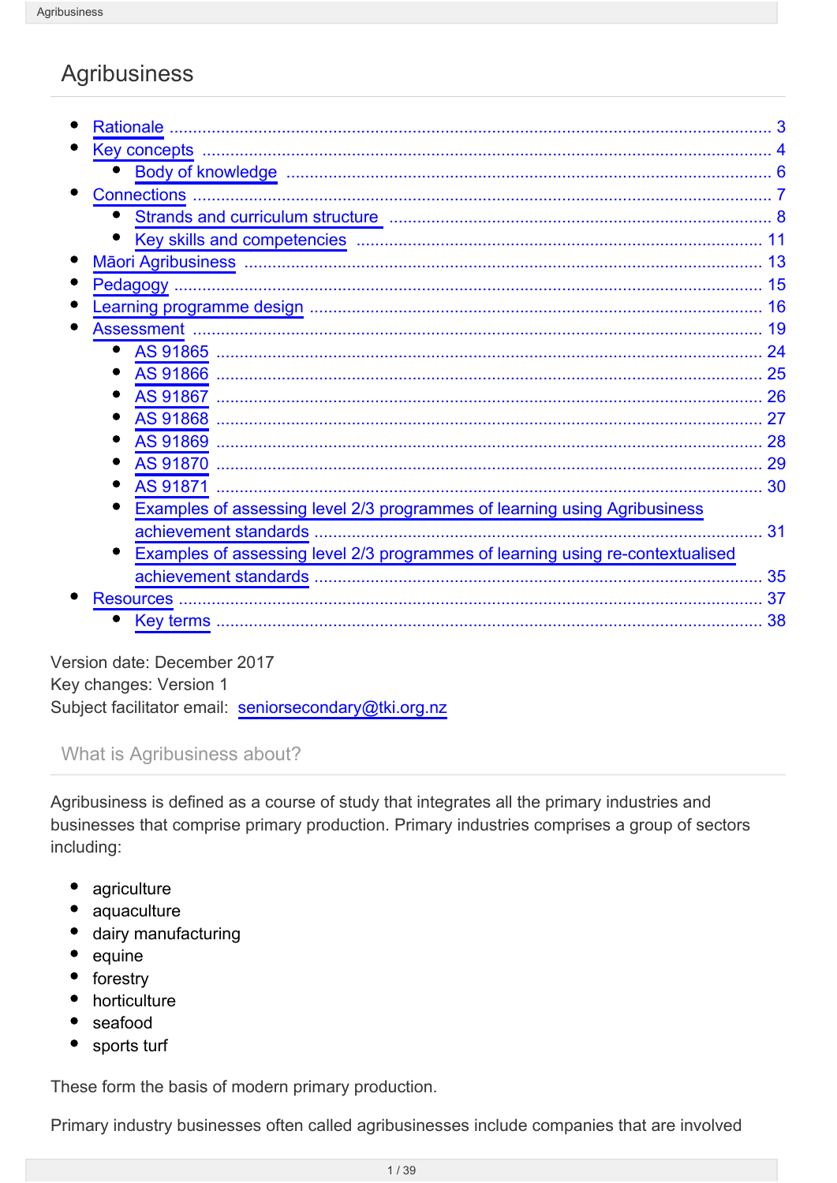# Agribusiness

- Rationale ..... 3
- Key concepts ..... 4
  - Body of knowledge ..... 6
- Connections ..... 7
  - Strands and curriculum structure ..... 8
  - Key skills and competencies ..... 11
- Māori Agribusiness ..... 13
- Pedagogy ..... 15
- Learning programme design ..... 16
- Assessment ..... 19
  - AS 91865 ..... 24
  - AS 91866 ..... 25
  - AS 91867 ..... 26
  - AS 91868 ..... 27
  - AS 91869 ..... 28
  - AS 91870 ..... 29
  - AS 91871 ..... 30
  - Examples of assessing level 2/3 programmes of learning using Agribusiness achievement standards ..... 31
  - Examples of assessing level 2/3 programmes of learning using re-contextualised achievement standards ..... 35
- Resources ..... 37
  - Key terms ..... 38

Version date: December 2017
Key changes: Version 1
Subject facilitator email: seniorsecondary@tki.org.nz

## What is Agribusiness about?

Agribusiness is defined as a course of study that integrates all the primary industries and businesses that comprise primary production. Primary industries comprises a group of sectors including:

- agriculture
- aquaculture
- dairy manufacturing
- equine
- forestry
- horticulture
- seafood
- sports turf

These form the basis of modern primary production.

Primary industry businesses often called agribusinesses include companies that are involved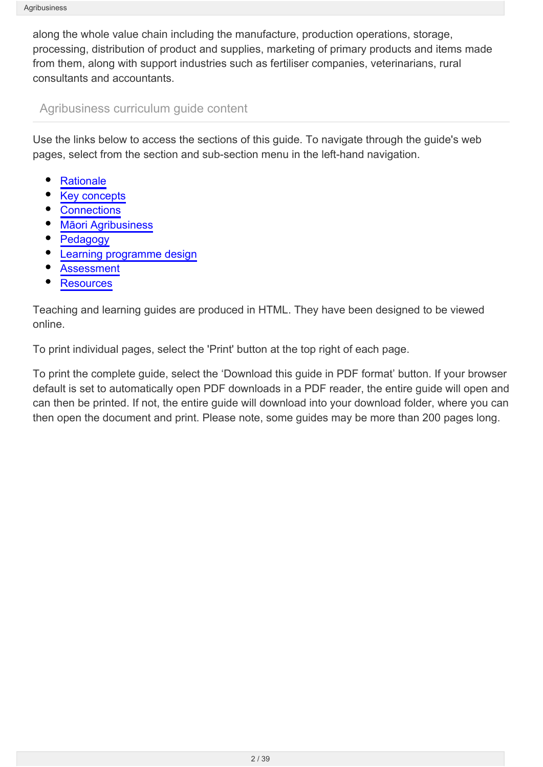along the whole value chain including the manufacture, production operations, storage, processing, distribution of product and supplies, marketing of primary products and items made from them, along with support industries such as fertiliser companies, veterinarians, rural consultants and accountants.

## Agribusiness curriculum guide content

Use the links below to access the sections of this guide. To navigate through the guide's web pages, select from the section and sub-section menu in the left-hand navigation.

- Rationale
- Key concepts
- Connections
- Māori Agribusiness
- Pedagogy
- Learning programme design
- Assessment
- Resources

Teaching and learning guides are produced in HTML. They have been designed to be viewed online.

To print individual pages, select the 'Print' button at the top right of each page.

To print the complete guide, select the 'Download this guide in PDF format' button. If your browser default is set to automatically open PDF downloads in a PDF reader, the entire guide will open and can then be printed. If not, the entire guide will download into your download folder, where you can then open the document and print. Please note, some guides may be more than 200 pages long.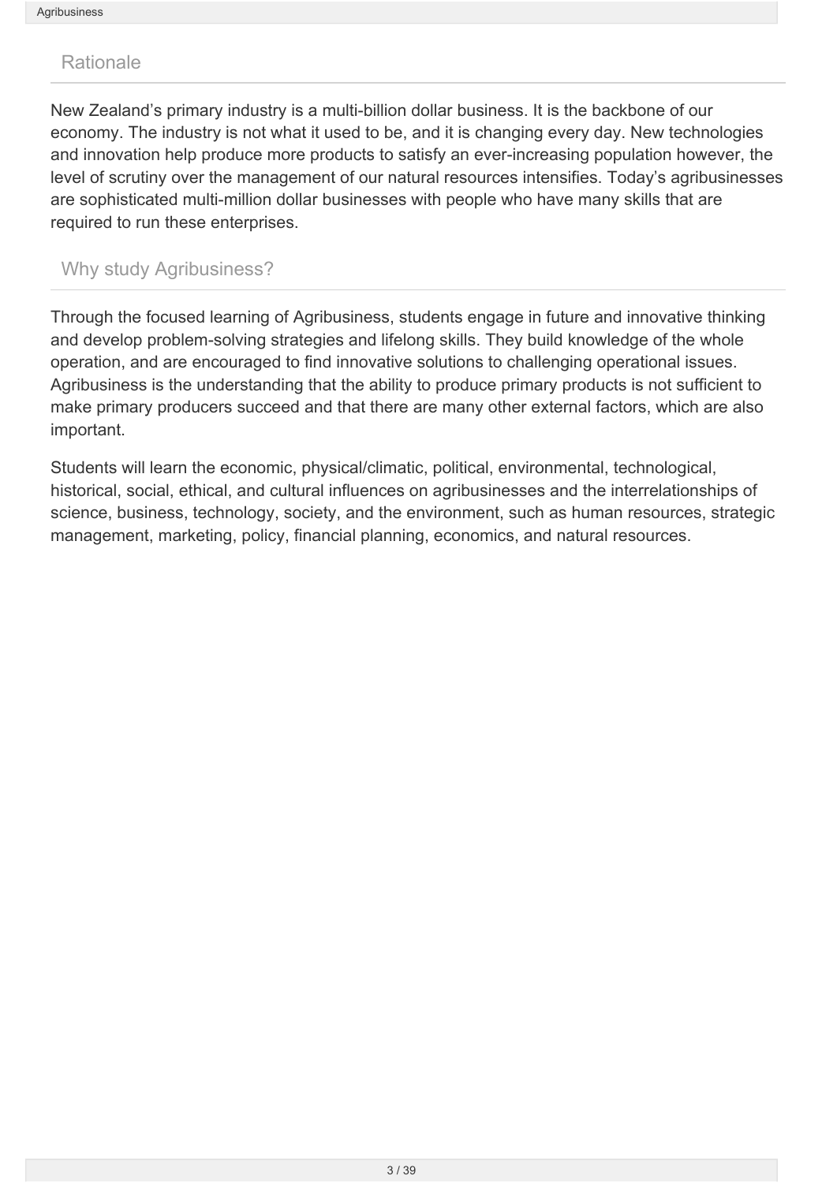## Rationale

New Zealand's primary industry is a multi-billion dollar business. It is the backbone of our economy. The industry is not what it used to be, and it is changing every day. New technologies and innovation help produce more products to satisfy an ever-increasing population however, the level of scrutiny over the management of our natural resources intensifies. Today's agribusinesses are sophisticated multi-million dollar businesses with people who have many skills that are required to run these enterprises.

## Why study Agribusiness?

Through the focused learning of Agribusiness, students engage in future and innovative thinking and develop problem-solving strategies and lifelong skills. They build knowledge of the whole operation, and are encouraged to find innovative solutions to challenging operational issues. Agribusiness is the understanding that the ability to produce primary products is not sufficient to make primary producers succeed and that there are many other external factors, which are also important.

Students will learn the economic, physical/climatic, political, environmental, technological, historical, social, ethical, and cultural influences on agribusinesses and the interrelationships of science, business, technology, society, and the environment, such as human resources, strategic management, marketing, policy, financial planning, economics, and natural resources.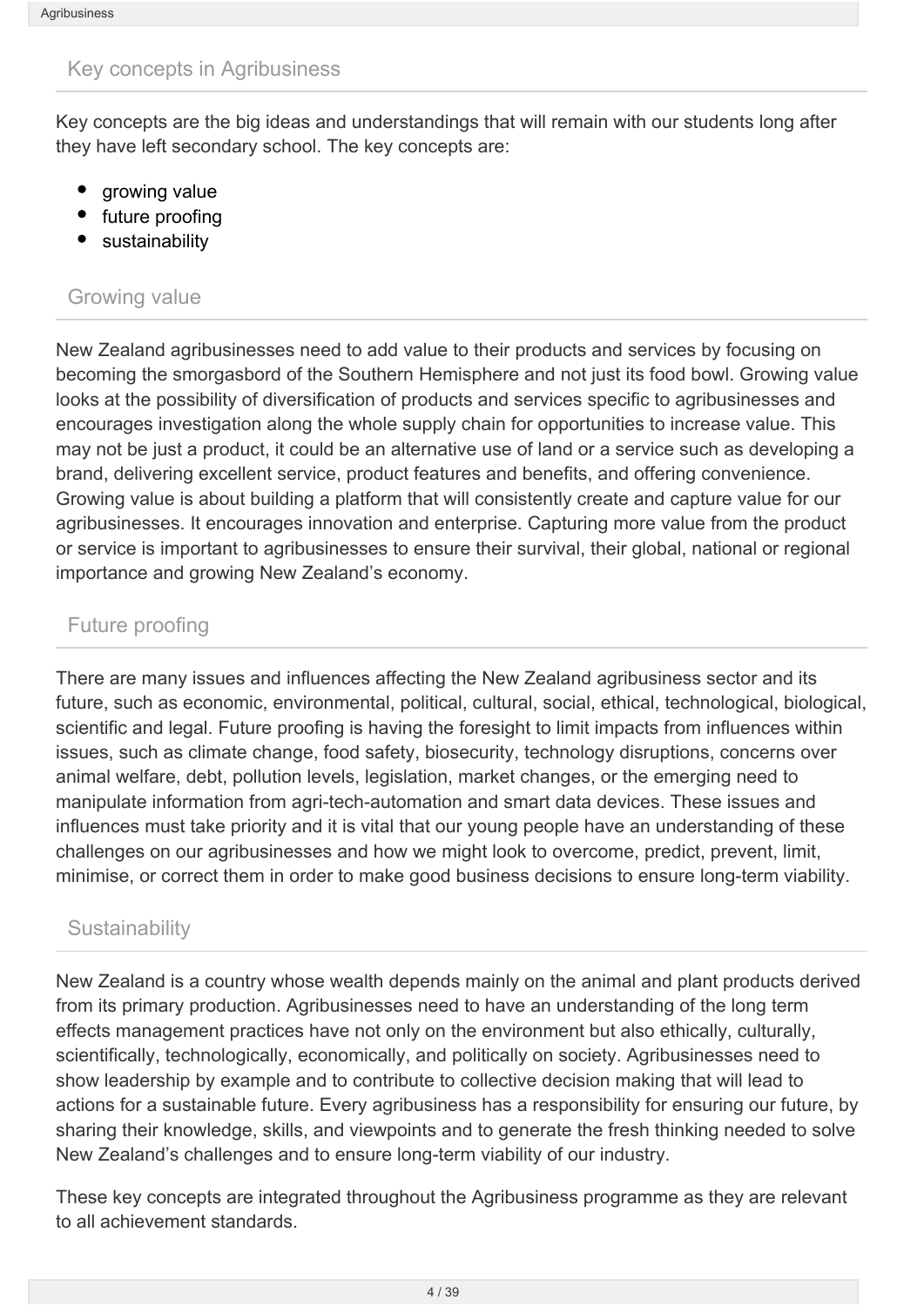## Key concepts in Agribusiness

Key concepts are the big ideas and understandings that will remain with our students long after they have left secondary school. The key concepts are:

- growing value
- future proofing
- sustainability

### Growing value

New Zealand agribusinesses need to add value to their products and services by focusing on becoming the smorgasbord of the Southern Hemisphere and not just its food bowl. Growing value looks at the possibility of diversification of products and services specific to agribusinesses and encourages investigation along the whole supply chain for opportunities to increase value. This may not be just a product, it could be an alternative use of land or a service such as developing a brand, delivering excellent service, product features and benefits, and offering convenience. Growing value is about building a platform that will consistently create and capture value for our agribusinesses. It encourages innovation and enterprise. Capturing more value from the product or service is important to agribusinesses to ensure their survival, their global, national or regional importance and growing New Zealand's economy.

### Future proofing

There are many issues and influences affecting the New Zealand agribusiness sector and its future, such as economic, environmental, political, cultural, social, ethical, technological, biological, scientific and legal. Future proofing is having the foresight to limit impacts from influences within issues, such as climate change, food safety, biosecurity, technology disruptions, concerns over animal welfare, debt, pollution levels, legislation, market changes, or the emerging need to manipulate information from agri-tech-automation and smart data devices. These issues and influences must take priority and it is vital that our young people have an understanding of these challenges on our agribusinesses and how we might look to overcome, predict, prevent, limit, minimise, or correct them in order to make good business decisions to ensure long-term viability.

### Sustainability

New Zealand is a country whose wealth depends mainly on the animal and plant products derived from its primary production. Agribusinesses need to have an understanding of the long term effects management practices have not only on the environment but also ethically, culturally, scientifically, technologically, economically, and politically on society. Agribusinesses need to show leadership by example and to contribute to collective decision making that will lead to actions for a sustainable future. Every agribusiness has a responsibility for ensuring our future, by sharing their knowledge, skills, and viewpoints and to generate the fresh thinking needed to solve New Zealand's challenges and to ensure long-term viability of our industry.

These key concepts are integrated throughout the Agribusiness programme as they are relevant to all achievement standards.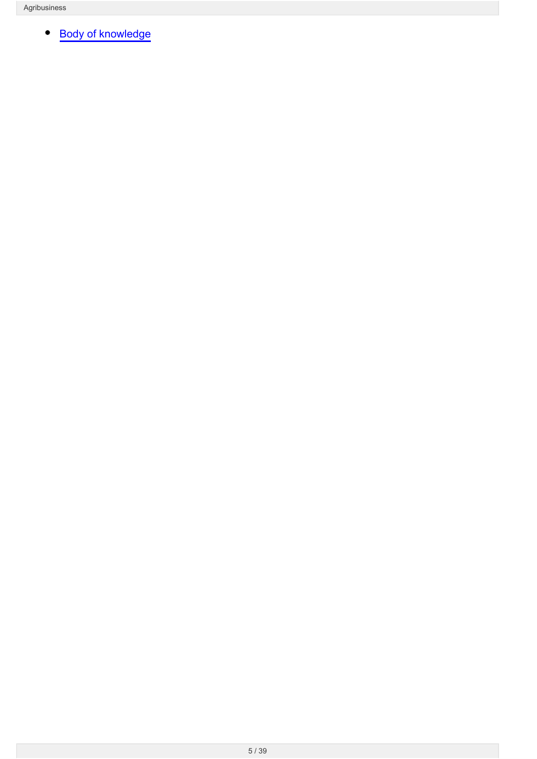- [Body of knowledge]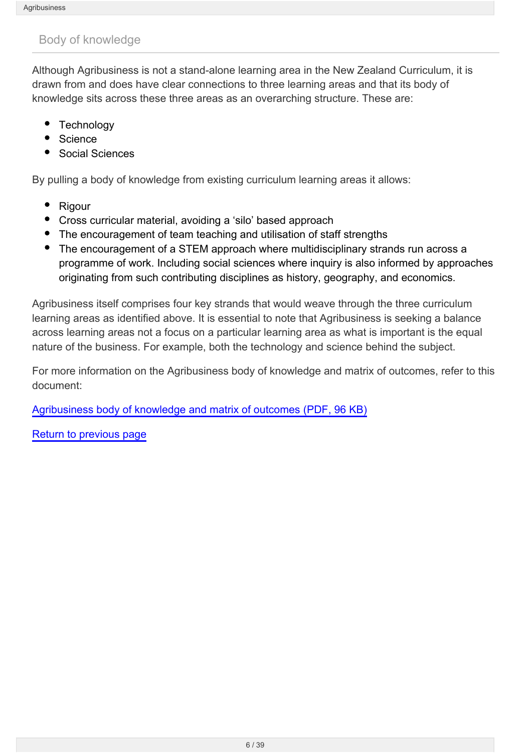## Body of knowledge

Although Agribusiness is not a stand-alone learning area in the New Zealand Curriculum, it is drawn from and does have clear connections to three learning areas and that its body of knowledge sits across these three areas as an overarching structure. These are:

- Technology
- Science
- Social Sciences

By pulling a body of knowledge from existing curriculum learning areas it allows:

- Rigour
- Cross curricular material, avoiding a ‘silo’ based approach
- The encouragement of team teaching and utilisation of staff strengths
- The encouragement of a STEM approach where multidisciplinary strands run across a programme of work. Including social sciences where inquiry is also informed by approaches originating from such contributing disciplines as history, geography, and economics.

Agribusiness itself comprises four key strands that would weave through the three curriculum learning areas as identified above. It is essential to note that Agribusiness is seeking a balance across learning areas not a focus on a particular learning area as what is important is the equal nature of the business. For example, both the technology and science behind the subject.

For more information on the Agribusiness body of knowledge and matrix of outcomes, refer to this document:

[Agribusiness body of knowledge and matrix of outcomes (PDF, 96 KB)]()

[Return to previous page]()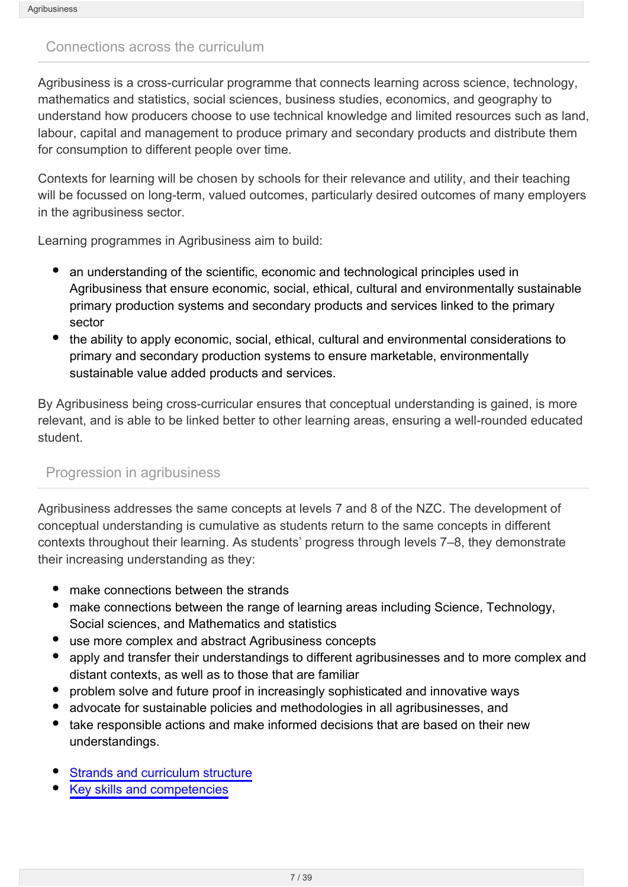## Connections across the curriculum

Agribusiness is a cross-curricular programme that connects learning across science, technology, mathematics and statistics, social sciences, business studies, economics, and geography to understand how producers choose to use technical knowledge and limited resources such as land, labour, capital and management to produce primary and secondary products and distribute them for consumption to different people over time.

Contexts for learning will be chosen by schools for their relevance and utility, and their teaching will be focussed on long-term, valued outcomes, particularly desired outcomes of many employers in the agribusiness sector.

Learning programmes in Agribusiness aim to build:

- an understanding of the scientific, economic and technological principles used in Agribusiness that ensure economic, social, ethical, cultural and environmentally sustainable primary production systems and secondary products and services linked to the primary sector
- the ability to apply economic, social, ethical, cultural and environmental considerations to primary and secondary production systems to ensure marketable, environmentally sustainable value added products and services.

By Agribusiness being cross-curricular ensures that conceptual understanding is gained, is more relevant, and is able to be linked better to other learning areas, ensuring a well-rounded educated student.

## Progression in agribusiness

Agribusiness addresses the same concepts at levels 7 and 8 of the NZC. The development of conceptual understanding is cumulative as students return to the same concepts in different contexts throughout their learning. As students' progress through levels 7–8, they demonstrate their increasing understanding as they:

- make connections between the strands
- make connections between the range of learning areas including Science, Technology, Social sciences, and Mathematics and statistics
- use more complex and abstract Agribusiness concepts
- apply and transfer their understandings to different agribusinesses and to more complex and distant contexts, as well as to those that are familiar
- problem solve and future proof in increasingly sophisticated and innovative ways
- advocate for sustainable policies and methodologies in all agribusinesses, and
- take responsible actions and make informed decisions that are based on their new understandings.

- Strands and curriculum structure
- Key skills and competencies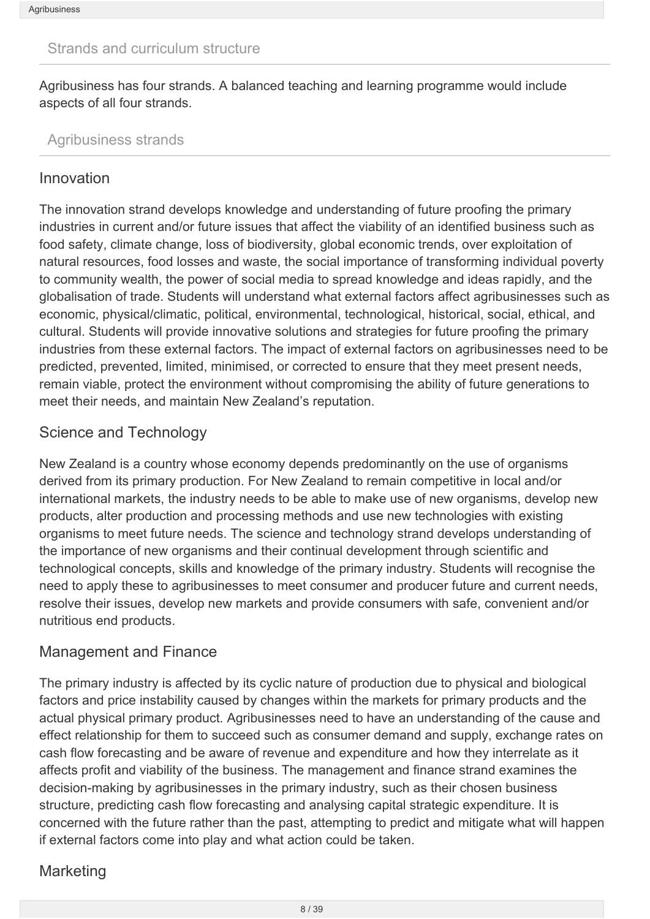## Strands and curriculum structure

Agribusiness has four strands. A balanced teaching and learning programme would include aspects of all four strands.

## Agribusiness strands

### Innovation

The innovation strand develops knowledge and understanding of future proofing the primary industries in current and/or future issues that affect the viability of an identified business such as food safety, climate change, loss of biodiversity, global economic trends, over exploitation of natural resources, food losses and waste, the social importance of transforming individual poverty to community wealth, the power of social media to spread knowledge and ideas rapidly, and the globalisation of trade. Students will understand what external factors affect agribusinesses such as economic, physical/climatic, political, environmental, technological, historical, social, ethical, and cultural. Students will provide innovative solutions and strategies for future proofing the primary industries from these external factors. The impact of external factors on agribusinesses need to be predicted, prevented, limited, minimised, or corrected to ensure that they meet present needs, remain viable, protect the environment without compromising the ability of future generations to meet their needs, and maintain New Zealand's reputation.

### Science and Technology

New Zealand is a country whose economy depends predominantly on the use of organisms derived from its primary production. For New Zealand to remain competitive in local and/or international markets, the industry needs to be able to make use of new organisms, develop new products, alter production and processing methods and use new technologies with existing organisms to meet future needs. The science and technology strand develops understanding of the importance of new organisms and their continual development through scientific and technological concepts, skills and knowledge of the primary industry. Students will recognise the need to apply these to agribusinesses to meet consumer and producer future and current needs, resolve their issues, develop new markets and provide consumers with safe, convenient and/or nutritious end products.

### Management and Finance

The primary industry is affected by its cyclic nature of production due to physical and biological factors and price instability caused by changes within the markets for primary products and the actual physical primary product. Agribusinesses need to have an understanding of the cause and effect relationship for them to succeed such as consumer demand and supply, exchange rates on cash flow forecasting and be aware of revenue and expenditure and how they interrelate as it affects profit and viability of the business. The management and finance strand examines the decision-making by agribusinesses in the primary industry, such as their chosen business structure, predicting cash flow forecasting and analysing capital strategic expenditure. It is concerned with the future rather than the past, attempting to predict and mitigate what will happen if external factors come into play and what action could be taken.

### Marketing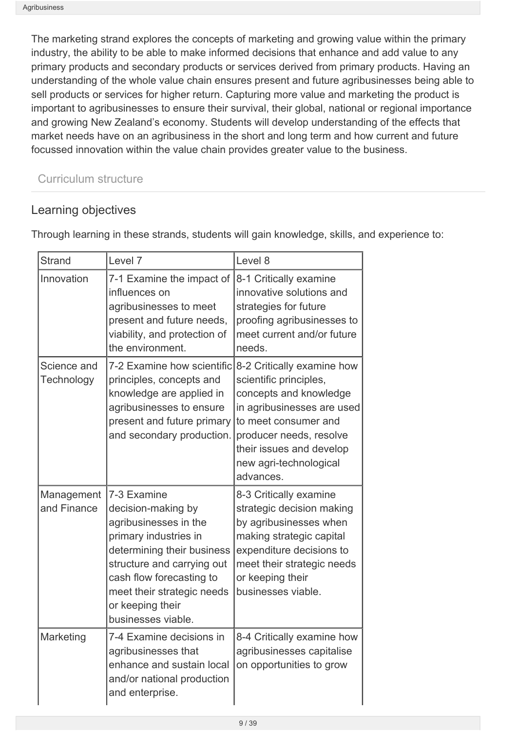The marketing strand explores the concepts of marketing and growing value within the primary industry, the ability to be able to make informed decisions that enhance and add value to any primary products and secondary products or services derived from primary products. Having an understanding of the whole value chain ensures present and future agribusinesses being able to sell products or services for higher return. Capturing more value and marketing the product is important to agribusinesses to ensure their survival, their global, national or regional importance and growing New Zealand's economy. Students will develop understanding of the effects that market needs have on an agribusiness in the short and long term and how current and future focussed innovation within the value chain provides greater value to the business.

Curriculum structure

## Learning objectives

Through learning in these strands, students will gain knowledge, skills, and experience to:

| Strand | Level 7 | Level 8 |
|---|---|---|
| Innovation | 7-1 Examine the impact of influences on agribusinesses to meet present and future needs, viability, and protection of the environment. | 8-1 Critically examine innovative solutions and strategies for future proofing agribusinesses to meet current and/or future needs. |
| Science and Technology | 7-2 Examine how scientific principles, concepts and knowledge are applied in agribusinesses to ensure present and future primary and secondary production. | 8-2 Critically examine how scientific principles, concepts and knowledge in agribusinesses are used to meet consumer and producer needs, resolve their issues and develop new agri-technological advances. |
| Management and Finance | 7-3 Examine decision-making by agribusinesses in the primary industries in determining their business structure and carrying out cash flow forecasting to meet their strategic needs or keeping their businesses viable. | 8-3 Critically examine strategic decision making by agribusinesses when making strategic capital expenditure decisions to meet their strategic needs or keeping their businesses viable. |
| Marketing | 7-4 Examine decisions in agribusinesses that enhance and sustain local and/or national production and enterprise. | 8-4 Critically examine how agribusinesses capitalise on opportunities to grow |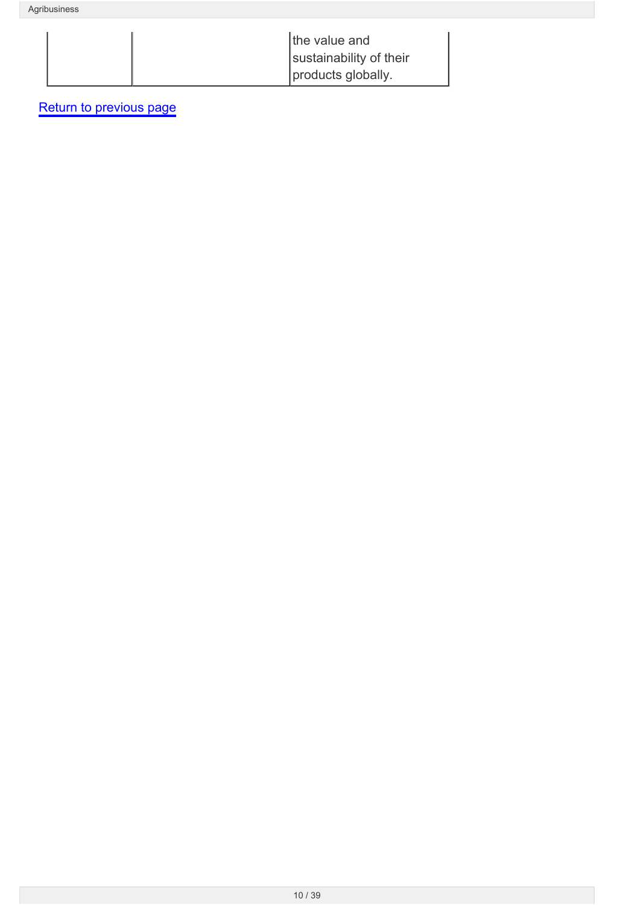| | | |
|---|---|---|
| | | the value and sustainability of their products globally. |

Return to previous page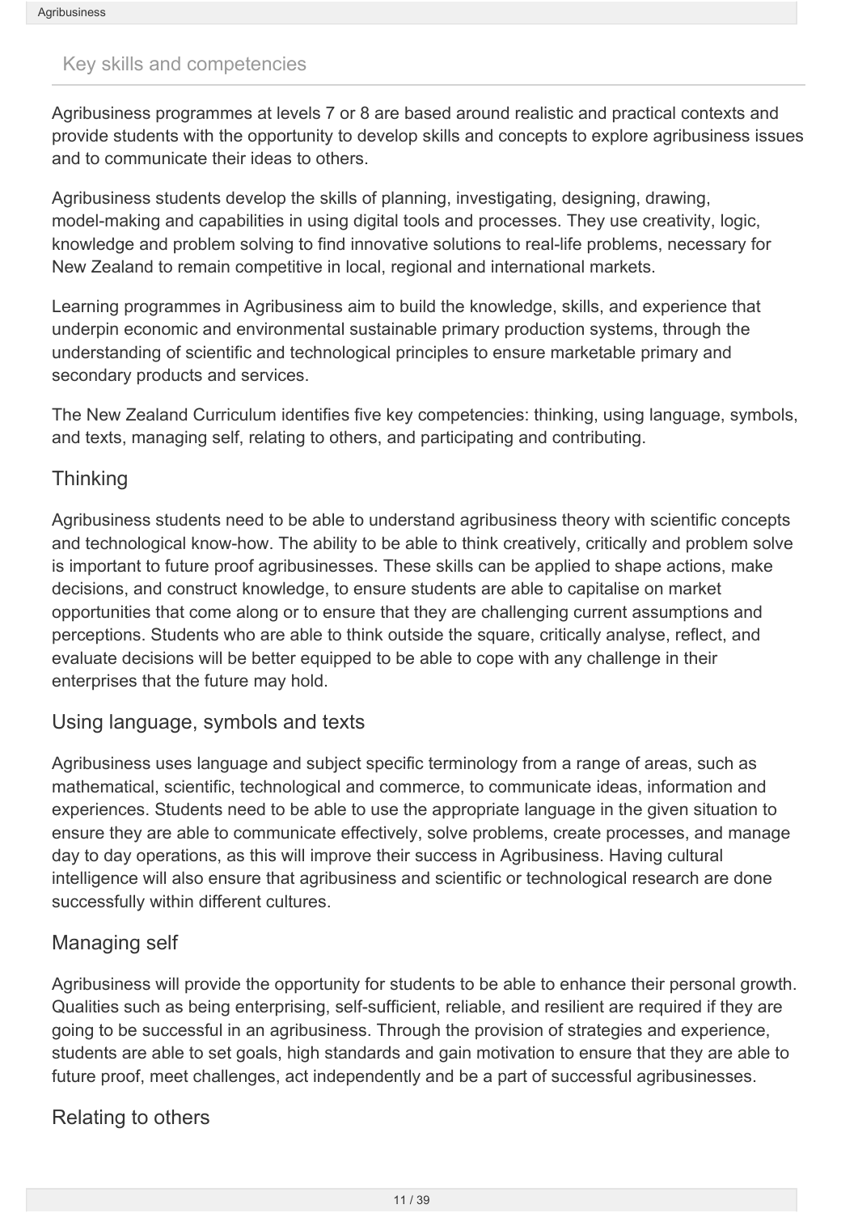## Key skills and competencies

Agribusiness programmes at levels 7 or 8 are based around realistic and practical contexts and provide students with the opportunity to develop skills and concepts to explore agribusiness issues and to communicate their ideas to others.

Agribusiness students develop the skills of planning, investigating, designing, drawing, model-making and capabilities in using digital tools and processes. They use creativity, logic, knowledge and problem solving to find innovative solutions to real-life problems, necessary for New Zealand to remain competitive in local, regional and international markets.

Learning programmes in Agribusiness aim to build the knowledge, skills, and experience that underpin economic and environmental sustainable primary production systems, through the understanding of scientific and technological principles to ensure marketable primary and secondary products and services.

The New Zealand Curriculum identifies five key competencies: thinking, using language, symbols, and texts, managing self, relating to others, and participating and contributing.

### Thinking

Agribusiness students need to be able to understand agribusiness theory with scientific concepts and technological know-how. The ability to be able to think creatively, critically and problem solve is important to future proof agribusinesses. These skills can be applied to shape actions, make decisions, and construct knowledge, to ensure students are able to capitalise on market opportunities that come along or to ensure that they are challenging current assumptions and perceptions. Students who are able to think outside the square, critically analyse, reflect, and evaluate decisions will be better equipped to be able to cope with any challenge in their enterprises that the future may hold.

### Using language, symbols and texts

Agribusiness uses language and subject specific terminology from a range of areas, such as mathematical, scientific, technological and commerce, to communicate ideas, information and experiences. Students need to be able to use the appropriate language in the given situation to ensure they are able to communicate effectively, solve problems, create processes, and manage day to day operations, as this will improve their success in Agribusiness. Having cultural intelligence will also ensure that agribusiness and scientific or technological research are done successfully within different cultures.

### Managing self

Agribusiness will provide the opportunity for students to be able to enhance their personal growth. Qualities such as being enterprising, self-sufficient, reliable, and resilient are required if they are going to be successful in an agribusiness. Through the provision of strategies and experience, students are able to set goals, high standards and gain motivation to ensure that they are able to future proof, meet challenges, act independently and be a part of successful agribusinesses.

### Relating to others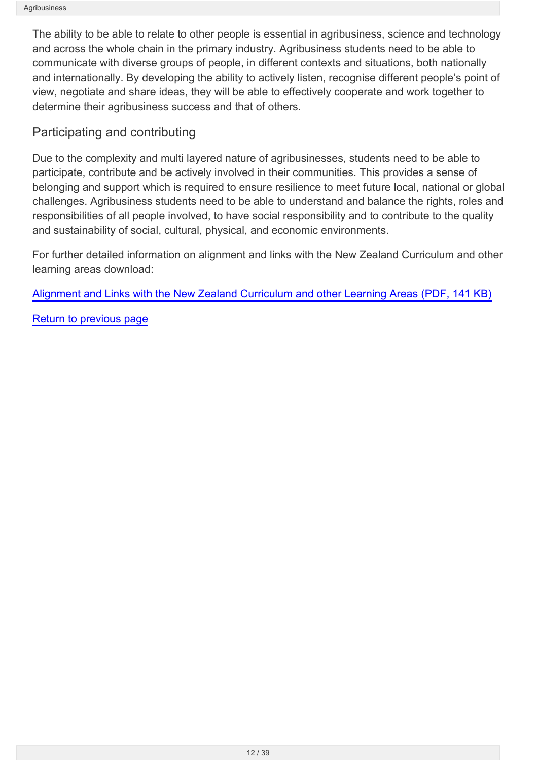The ability to be able to relate to other people is essential in agribusiness, science and technology and across the whole chain in the primary industry. Agribusiness students need to be able to communicate with diverse groups of people, in different contexts and situations, both nationally and internationally. By developing the ability to actively listen, recognise different people's point of view, negotiate and share ideas, they will be able to effectively cooperate and work together to determine their agribusiness success and that of others.

## Participating and contributing

Due to the complexity and multi layered nature of agribusinesses, students need to be able to participate, contribute and be actively involved in their communities. This provides a sense of belonging and support which is required to ensure resilience to meet future local, national or global challenges. Agribusiness students need to be able to understand and balance the rights, roles and responsibilities of all people involved, to have social responsibility and to contribute to the quality and sustainability of social, cultural, physical, and economic environments.

For further detailed information on alignment and links with the New Zealand Curriculum and other learning areas download:

Alignment and Links with the New Zealand Curriculum and other Learning Areas (PDF, 141 KB)

Return to previous page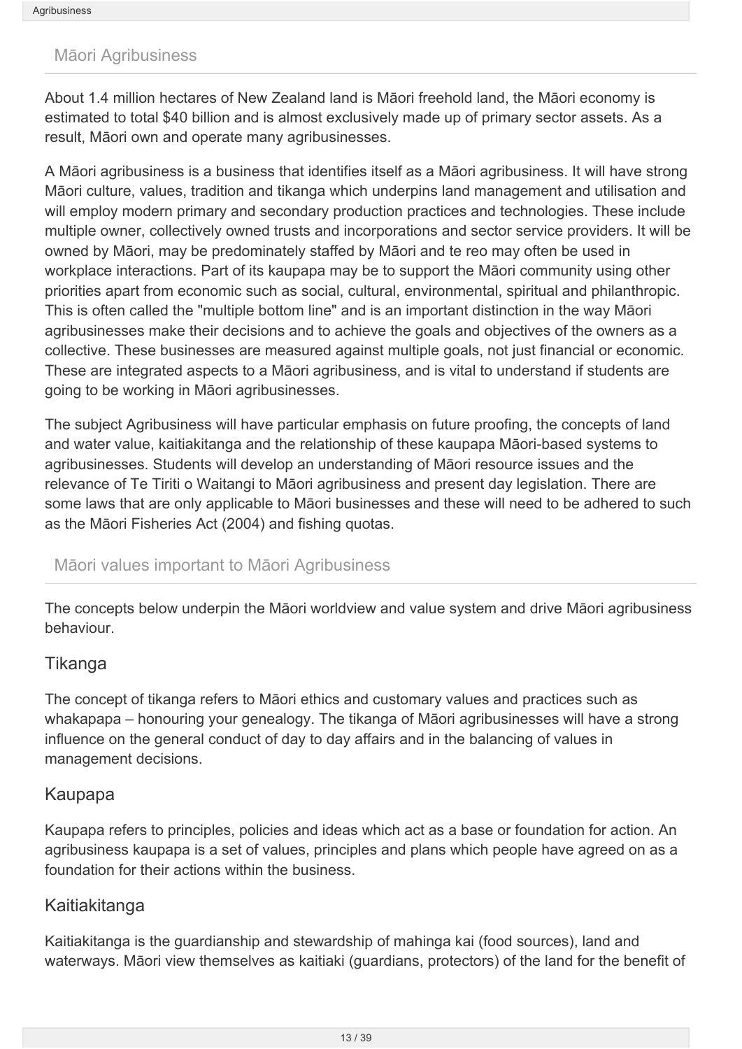## Māori Agribusiness

About 1.4 million hectares of New Zealand land is Māori freehold land, the Māori economy is estimated to total $40 billion and is almost exclusively made up of primary sector assets. As a result, Māori own and operate many agribusinesses.

A Māori agribusiness is a business that identifies itself as a Māori agribusiness. It will have strong Māori culture, values, tradition and tikanga which underpins land management and utilisation and will employ modern primary and secondary production practices and technologies. These include multiple owner, collectively owned trusts and incorporations and sector service providers. It will be owned by Māori, may be predominately staffed by Māori and te reo may often be used in workplace interactions. Part of its kaupapa may be to support the Māori community using other priorities apart from economic such as social, cultural, environmental, spiritual and philanthropic. This is often called the "multiple bottom line" and is an important distinction in the way Māori agribusinesses make their decisions and to achieve the goals and objectives of the owners as a collective. These businesses are measured against multiple goals, not just financial or economic. These are integrated aspects to a Māori agribusiness, and is vital to understand if students are going to be working in Māori agribusinesses.

The subject Agribusiness will have particular emphasis on future proofing, the concepts of land and water value, kaitiakitanga and the relationship of these kaupapa Māori-based systems to agribusinesses. Students will develop an understanding of Māori resource issues and the relevance of Te Tiriti o Waitangi to Māori agribusiness and present day legislation. There are some laws that are only applicable to Māori businesses and these will need to be adhered to such as the Māori Fisheries Act (2004) and fishing quotas.

## Māori values important to Māori Agribusiness

The concepts below underpin the Māori worldview and value system and drive Māori agribusiness behaviour.

### Tikanga

The concept of tikanga refers to Māori ethics and customary values and practices such as whakapapa – honouring your genealogy. The tikanga of Māori agribusinesses will have a strong influence on the general conduct of day to day affairs and in the balancing of values in management decisions.

### Kaupapa

Kaupapa refers to principles, policies and ideas which act as a base or foundation for action. An agribusiness kaupapa is a set of values, principles and plans which people have agreed on as a foundation for their actions within the business.

### Kaitiakitanga

Kaitiakitanga is the guardianship and stewardship of mahinga kai (food sources), land and waterways. Māori view themselves as kaitiaki (guardians, protectors) of the land for the benefit of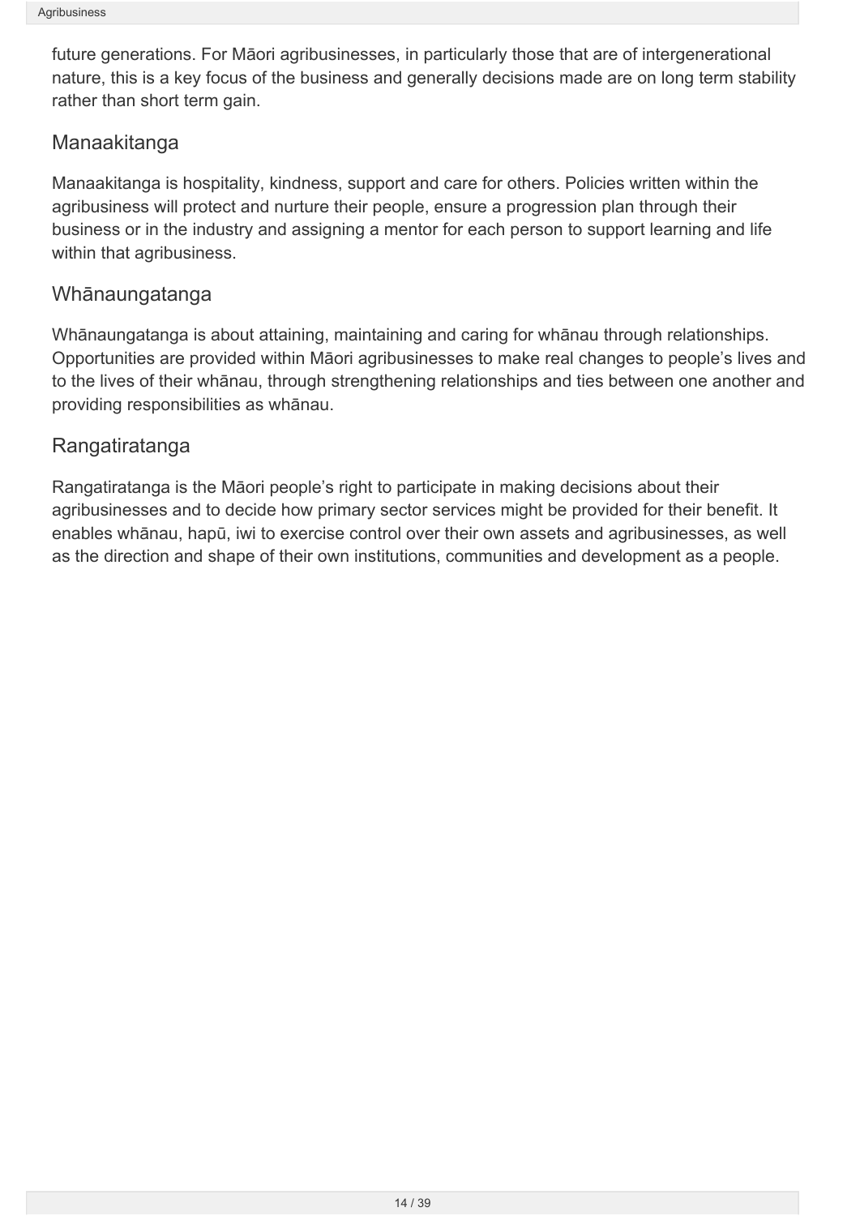future generations. For Māori agribusinesses, in particularly those that are of intergenerational nature, this is a key focus of the business and generally decisions made are on long term stability rather than short term gain.

## Manaakitanga

Manaakitanga is hospitality, kindness, support and care for others. Policies written within the agribusiness will protect and nurture their people, ensure a progression plan through their business or in the industry and assigning a mentor for each person to support learning and life within that agribusiness.

## Whānaungatanga

Whānaungatanga is about attaining, maintaining and caring for whānau through relationships. Opportunities are provided within Māori agribusinesses to make real changes to people's lives and to the lives of their whānau, through strengthening relationships and ties between one another and providing responsibilities as whānau.

## Rangatiratanga

Rangatiratanga is the Māori people's right to participate in making decisions about their agribusinesses and to decide how primary sector services might be provided for their benefit. It enables whānau, hapū, iwi to exercise control over their own assets and agribusinesses, as well as the direction and shape of their own institutions, communities and development as a people.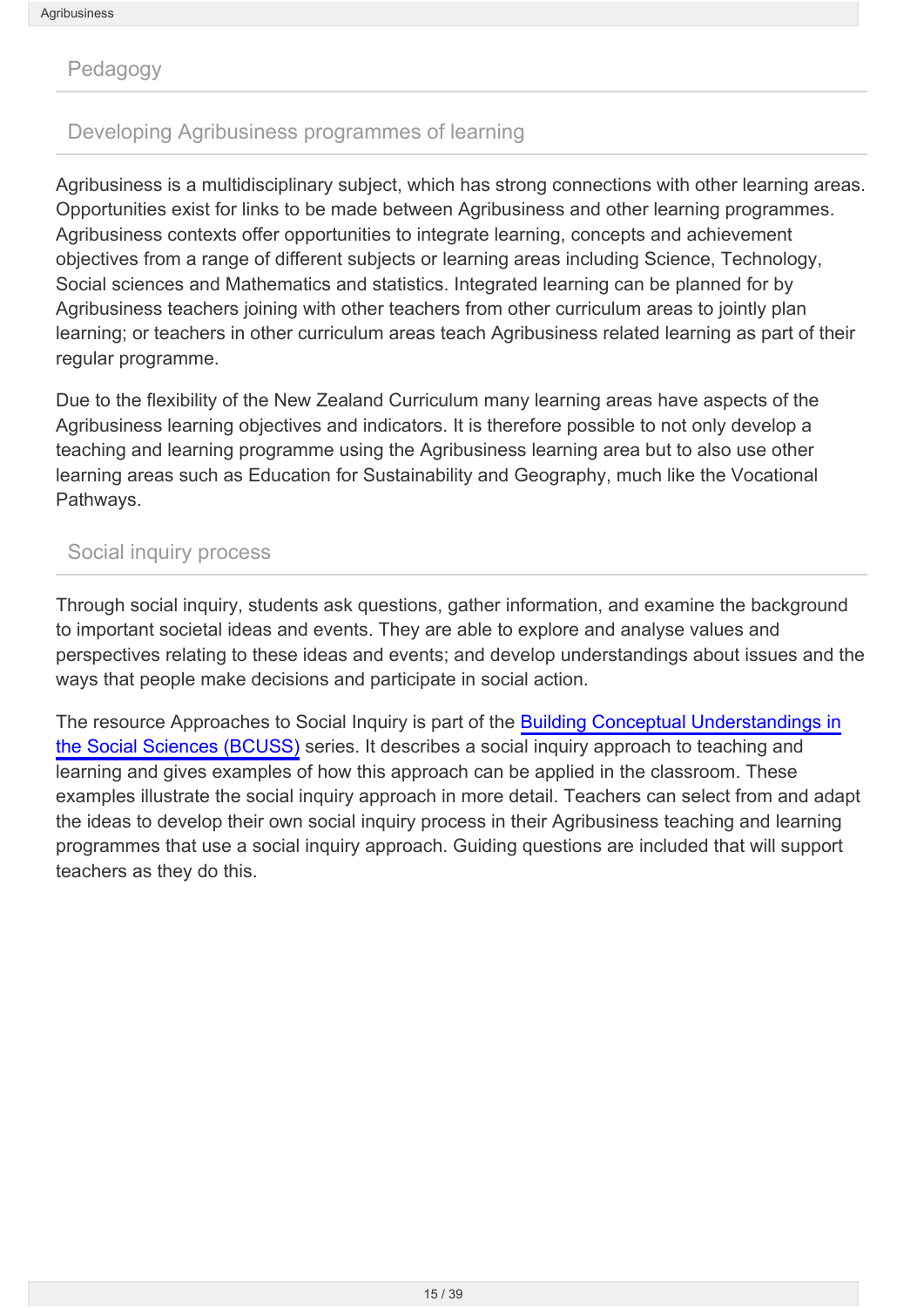## Pedagogy

### Developing Agribusiness programmes of learning

Agribusiness is a multidisciplinary subject, which has strong connections with other learning areas. Opportunities exist for links to be made between Agribusiness and other learning programmes. Agribusiness contexts offer opportunities to integrate learning, concepts and achievement objectives from a range of different subjects or learning areas including Science, Technology, Social sciences and Mathematics and statistics. Integrated learning can be planned for by Agribusiness teachers joining with other teachers from other curriculum areas to jointly plan learning; or teachers in other curriculum areas teach Agribusiness related learning as part of their regular programme.

Due to the flexibility of the New Zealand Curriculum many learning areas have aspects of the Agribusiness learning objectives and indicators. It is therefore possible to not only develop a teaching and learning programme using the Agribusiness learning area but to also use other learning areas such as Education for Sustainability and Geography, much like the Vocational Pathways.

### Social inquiry process

Through social inquiry, students ask questions, gather information, and examine the background to important societal ideas and events. They are able to explore and analyse values and perspectives relating to these ideas and events; and develop understandings about issues and the ways that people make decisions and participate in social action.

The resource Approaches to Social Inquiry is part of the Building Conceptual Understandings in the Social Sciences (BCUSS) series. It describes a social inquiry approach to teaching and learning and gives examples of how this approach can be applied in the classroom. These examples illustrate the social inquiry approach in more detail. Teachers can select from and adapt the ideas to develop their own social inquiry process in their Agribusiness teaching and learning programmes that use a social inquiry approach. Guiding questions are included that will support teachers as they do this.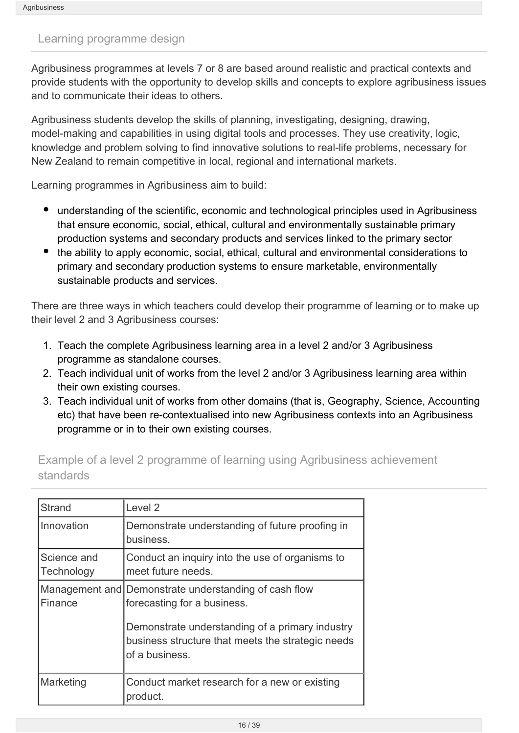## Learning programme design

Agribusiness programmes at levels 7 or 8 are based around realistic and practical contexts and provide students with the opportunity to develop skills and concepts to explore agribusiness issues and to communicate their ideas to others.

Agribusiness students develop the skills of planning, investigating, designing, drawing, model-making and capabilities in using digital tools and processes. They use creativity, logic, knowledge and problem solving to find innovative solutions to real-life problems, necessary for New Zealand to remain competitive in local, regional and international markets.

Learning programmes in Agribusiness aim to build:

- understanding of the scientific, economic and technological principles used in Agribusiness that ensure economic, social, ethical, cultural and environmentally sustainable primary production systems and secondary products and services linked to the primary sector
- the ability to apply economic, social, ethical, cultural and environmental considerations to primary and secondary production systems to ensure marketable, environmentally sustainable products and services.

There are three ways in which teachers could develop their programme of learning or to make up their level 2 and 3 Agribusiness courses:

1. Teach the complete Agribusiness learning area in a level 2 and/or 3 Agribusiness programme as standalone courses.
2. Teach individual unit of works from the level 2 and/or 3 Agribusiness learning area within their own existing courses.
3. Teach individual unit of works from other domains (that is, Geography, Science, Accounting etc) that have been re-contextualised into new Agribusiness contexts into an Agribusiness programme or in to their own existing courses.

## Example of a level 2 programme of learning using Agribusiness achievement standards

| Strand | Level 2 |
|---|---|
| Innovation | Demonstrate understanding of future proofing in business. |
| Science and Technology | Conduct an inquiry into the use of organisms to meet future needs. |
| Management and Finance | Demonstrate understanding of cash flow forecasting for a business.<br><br>Demonstrate understanding of a primary industry business structure that meets the strategic needs of a business. |
| Marketing | Conduct market research for a new or existing product. |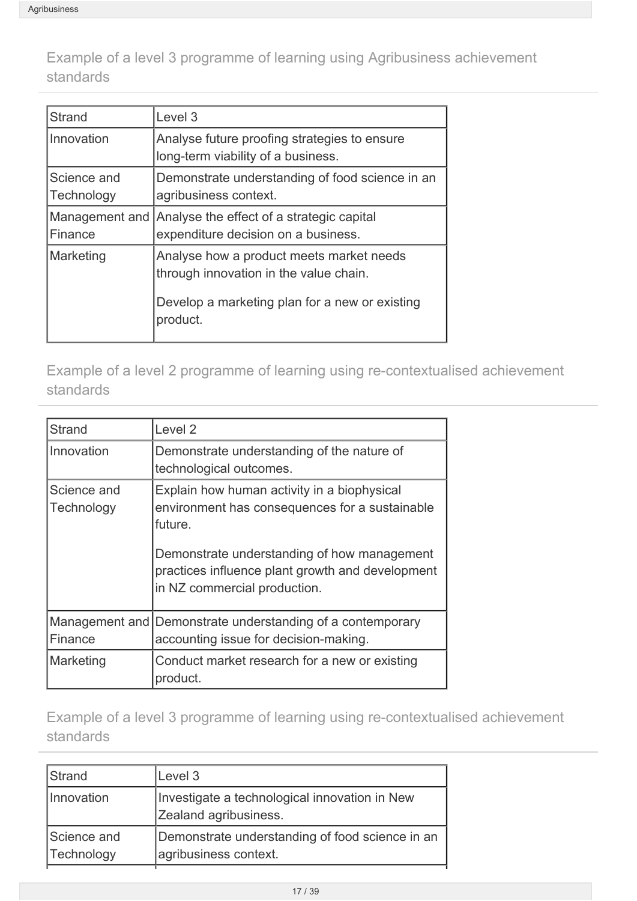## Example of a level 3 programme of learning using Agribusiness achievement standards

| Strand | Level 3 |
| --- | --- |
| Innovation | Analyse future proofing strategies to ensure long-term viability of a business. |
| Science and Technology | Demonstrate understanding of food science in an agribusiness context. |
| Management and Finance | Analyse the effect of a strategic capital expenditure decision on a business. |
| Marketing | Analyse how a product meets market needs through innovation in the value chain.<br><br>Develop a marketing plan for a new or existing product. |

## Example of a level 2 programme of learning using re-contextualised achievement standards

| Strand | Level 2 |
| --- | --- |
| Innovation | Demonstrate understanding of the nature of technological outcomes. |
| Science and Technology | Explain how human activity in a biophysical environment has consequences for a sustainable future.<br><br>Demonstrate understanding of how management practices influence plant growth and development in NZ commercial production. |
| Management and Finance | Demonstrate understanding of a contemporary accounting issue for decision-making. |
| Marketing | Conduct market research for a new or existing product. |

## Example of a level 3 programme of learning using re-contextualised achievement standards

| Strand | Level 3 |
| --- | --- |
| Innovation | Investigate a technological innovation in New Zealand agribusiness. |
| Science and Technology | Demonstrate understanding of food science in an agribusiness context. |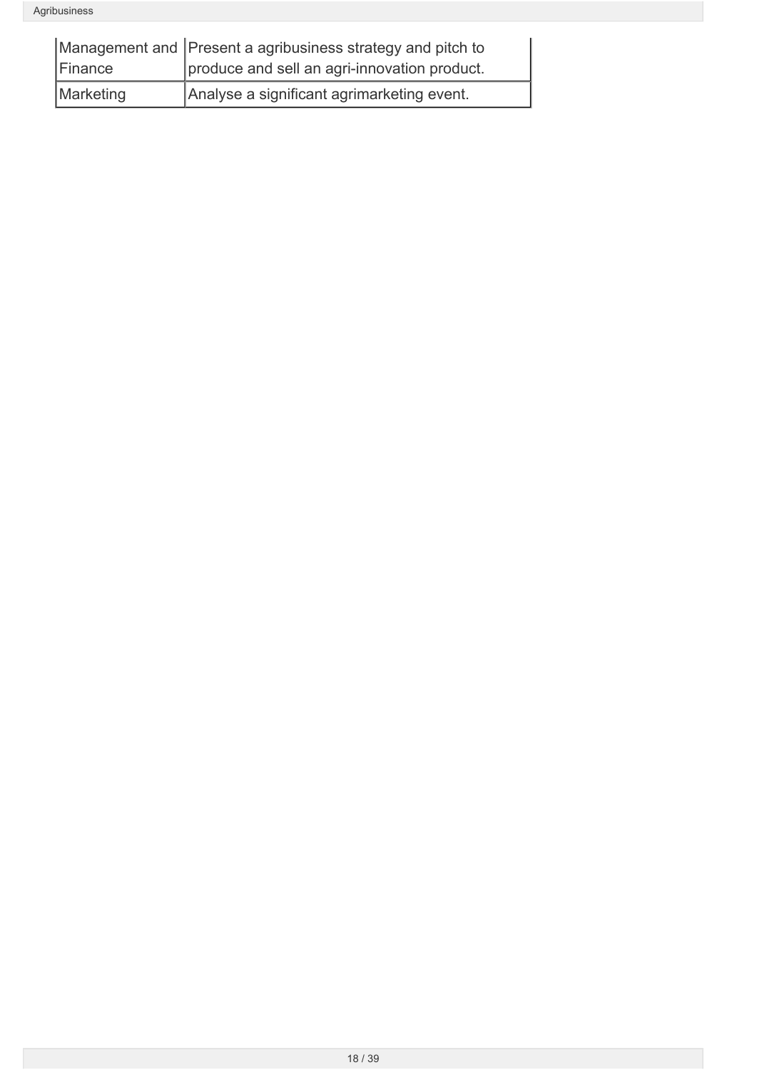| | |
|---|---|
| Management and Finance | Present a agribusiness strategy and pitch to produce and sell an agri-innovation product. |
| Marketing | Analyse a significant agrimarketing event. |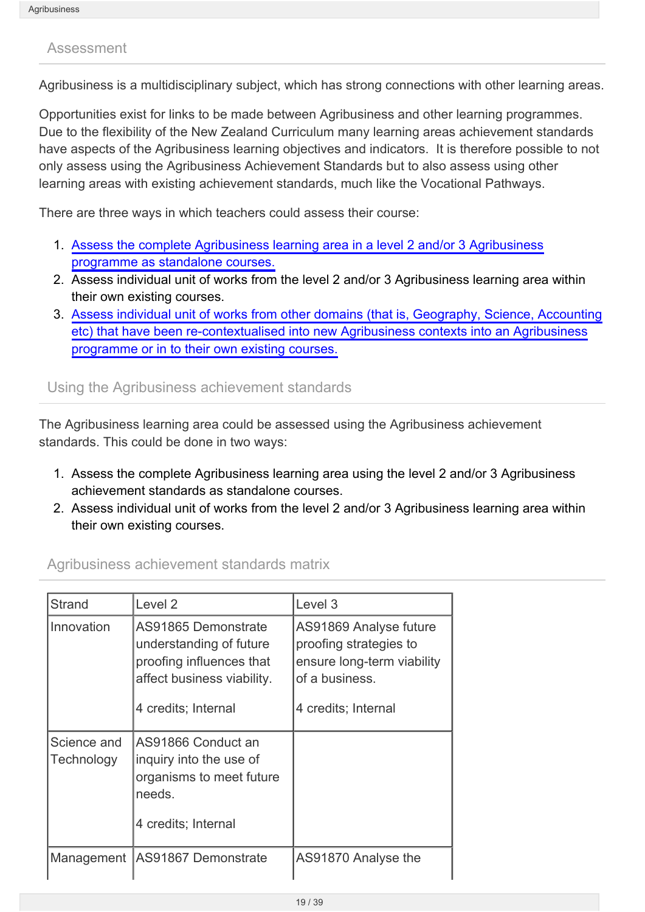## Assessment

Agribusiness is a multidisciplinary subject, which has strong connections with other learning areas.

Opportunities exist for links to be made between Agribusiness and other learning programmes. Due to the flexibility of the New Zealand Curriculum many learning areas achievement standards have aspects of the Agribusiness learning objectives and indicators. It is therefore possible to not only assess using the Agribusiness Achievement Standards but to also assess using other learning areas with existing achievement standards, much like the Vocational Pathways.

There are three ways in which teachers could assess their course:

1. Assess the complete Agribusiness learning area in a level 2 and/or 3 Agribusiness programme as standalone courses.
2. Assess individual unit of works from the level 2 and/or 3 Agribusiness learning area within their own existing courses.
3. Assess individual unit of works from other domains (that is, Geography, Science, Accounting etc) that have been re-contextualised into new Agribusiness contexts into an Agribusiness programme or in to their own existing courses.

## Using the Agribusiness achievement standards

The Agribusiness learning area could be assessed using the Agribusiness achievement standards. This could be done in two ways:

1. Assess the complete Agribusiness learning area using the level 2 and/or 3 Agribusiness achievement standards as standalone courses.
2. Assess individual unit of works from the level 2 and/or 3 Agribusiness learning area within their own existing courses.

## Agribusiness achievement standards matrix

| Strand | Level 2 | Level 3 |
|---|---|---|
| Innovation | AS91865 Demonstrate understanding of future proofing influences that affect business viability.<br><br>4 credits; Internal | AS91869 Analyse future proofing strategies to ensure long-term viability of a business.<br><br>4 credits; Internal |
| Science and Technology | AS91866 Conduct an inquiry into the use of organisms to meet future needs.<br><br>4 credits; Internal | |
| Management | AS91867 Demonstrate | AS91870 Analyse the |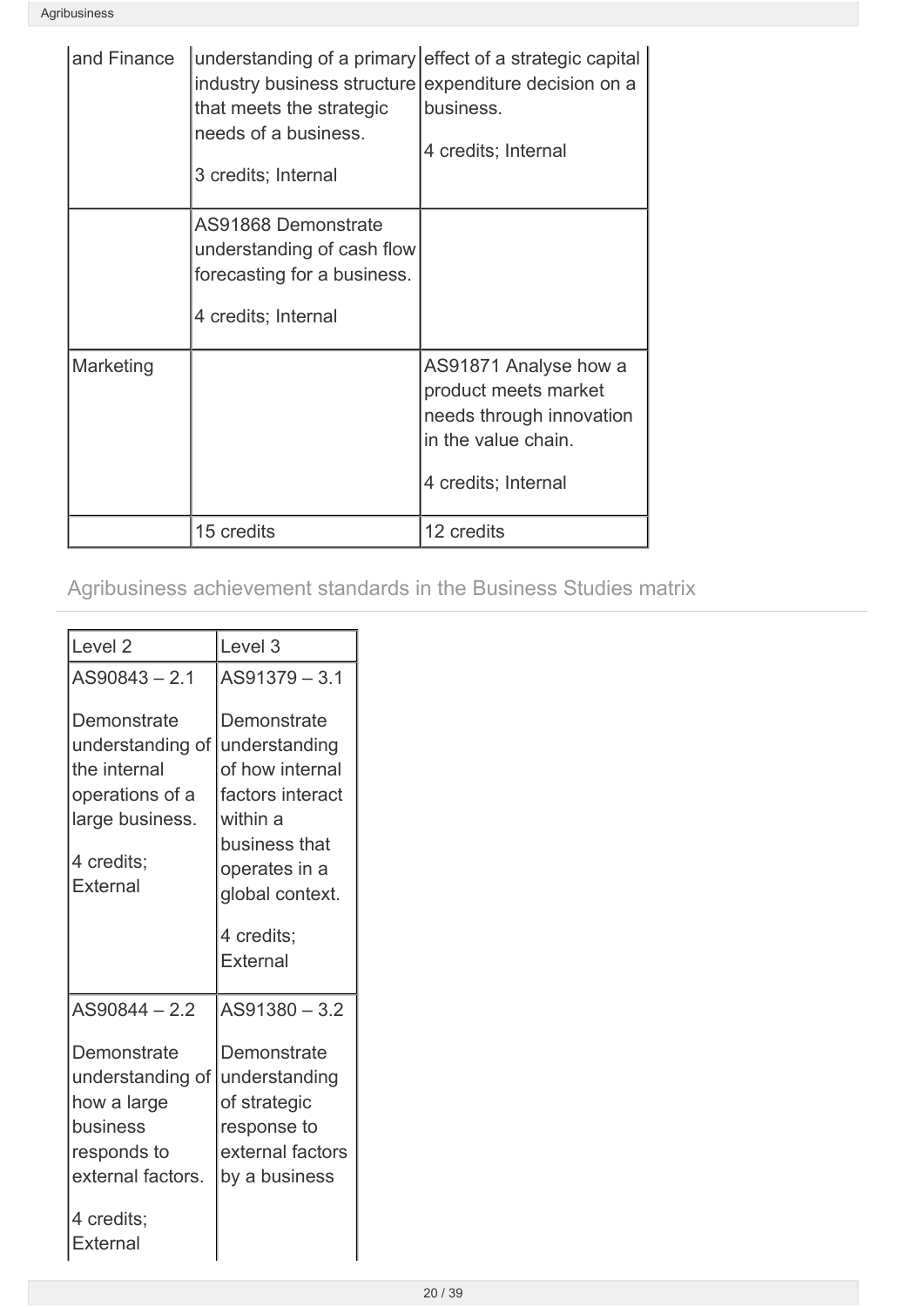| and Finance | understanding of a primary industry business structure that meets the strategic needs of a business.<br><br>3 credits; Internal | effect of a strategic capital expenditure decision on a business.<br><br>4 credits; Internal |
|---|---|---|
| | AS91868 Demonstrate understanding of cash flow forecasting for a business.<br><br>4 credits; Internal | |
| Marketing | | AS91871 Analyse how a product meets market needs through innovation in the value chain.<br><br>4 credits; Internal |
| | 15 credits | 12 credits |

## Agribusiness achievement standards in the Business Studies matrix

| Level 2 | Level 3 |
|---|---|
| AS90843 – 2.1<br><br>Demonstrate understanding of the internal operations of a large business.<br><br>4 credits; External | AS91379 – 3.1<br><br>Demonstrate understanding of how internal factors interact within a business that operates in a global context.<br><br>4 credits; External |
| AS90844 – 2.2<br><br>Demonstrate understanding of how a large business responds to external factors.<br><br>4 credits; External | AS91380 – 3.2<br><br>Demonstrate understanding of strategic response to external factors by a business |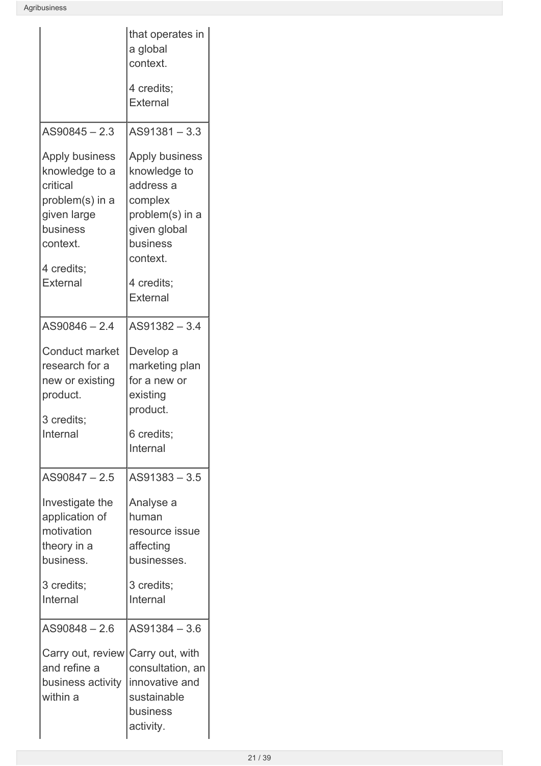| | |
|---|---|
| | that operates in a global context. 4 credits; External |
| AS90845 – 2.3 Apply business knowledge to a critical problem(s) in a given large business context. 4 credits; External | AS91381 – 3.3 Apply business knowledge to address a complex problem(s) in a given global business context. 4 credits; External |
| AS90846 – 2.4 Conduct market research for a new or existing product. 3 credits; Internal | AS91382 – 3.4 Develop a marketing plan for a new or existing product. 6 credits; Internal |
| AS90847 – 2.5 Investigate the application of motivation theory in a business. 3 credits; Internal | AS91383 – 3.5 Analyse a human resource issue affecting businesses. 3 credits; Internal |
| AS90848 – 2.6 Carry out, review and refine a business activity within a | AS91384 – 3.6 Carry out, with consultation, an innovative and sustainable business activity. |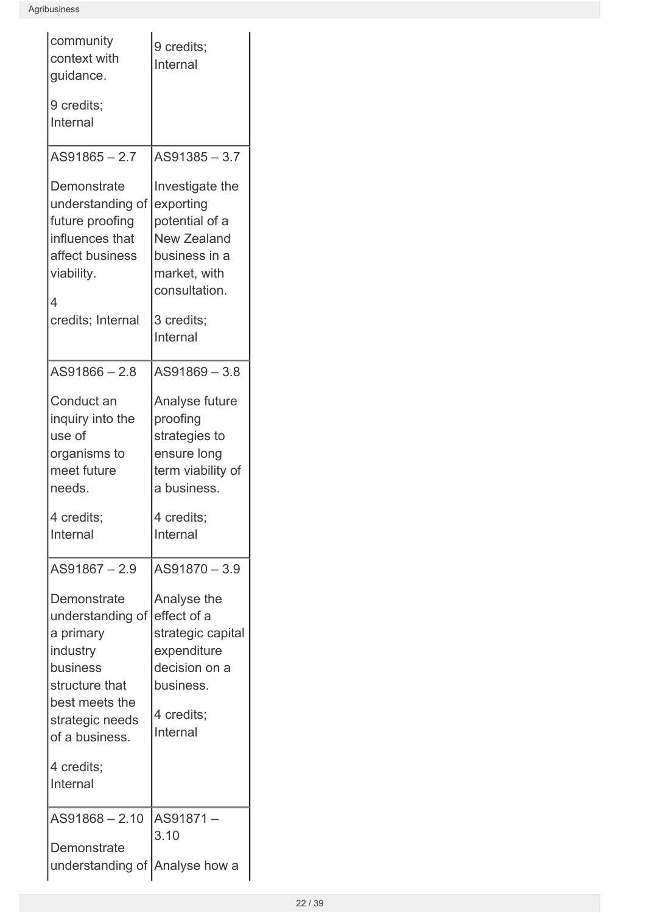| | |
|---|---|
| community context with guidance.<br><br>9 credits; Internal | 9 credits; Internal |
| AS91865 – 2.7<br><br>Demonstrate understanding of future proofing influences that affect business viability.<br><br>4 credits; Internal | AS91385 – 3.7<br><br>Investigate the exporting potential of a New Zealand business in a market, with consultation.<br><br>3 credits; Internal |
| AS91866 – 2.8<br><br>Conduct an inquiry into the use of organisms to meet future needs.<br><br>4 credits; Internal | AS91869 – 3.8<br><br>Analyse future proofing strategies to ensure long term viability of a business.<br><br>4 credits; Internal |
| AS91867 – 2.9<br><br>Demonstrate understanding of a primary industry business structure that best meets the strategic needs of a business.<br><br>4 credits; Internal | AS91870 – 3.9<br><br>Analyse the effect of a strategic capital expenditure decision on a business.<br><br>4 credits; Internal |
| AS91868 – 2.10<br><br>Demonstrate understanding of | AS91871 – 3.10<br><br>Analyse how a |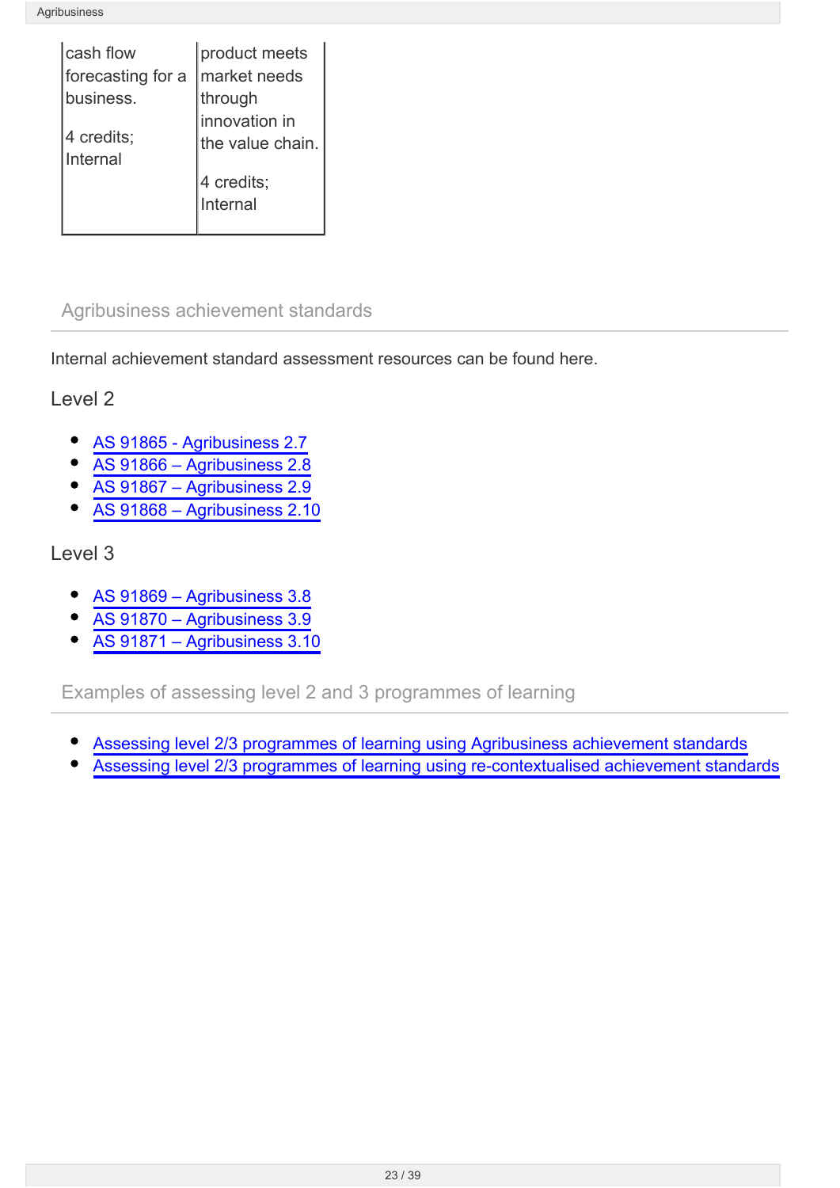| cash flow forecasting for a business.<br><br>4 credits; Internal | product meets market needs through innovation in the value chain.<br><br>4 credits; Internal |
|---|---|

## Agribusiness achievement standards

Internal achievement standard assessment resources can be found here.

### Level 2

- AS 91865 - Agribusiness 2.7
- AS 91866 – Agribusiness 2.8
- AS 91867 – Agribusiness 2.9
- AS 91868 – Agribusiness 2.10

### Level 3

- AS 91869 – Agribusiness 3.8
- AS 91870 – Agribusiness 3.9
- AS 91871 – Agribusiness 3.10

## Examples of assessing level 2 and 3 programmes of learning

- Assessing level 2/3 programmes of learning using Agribusiness achievement standards
- Assessing level 2/3 programmes of learning using re-contextualised achievement standards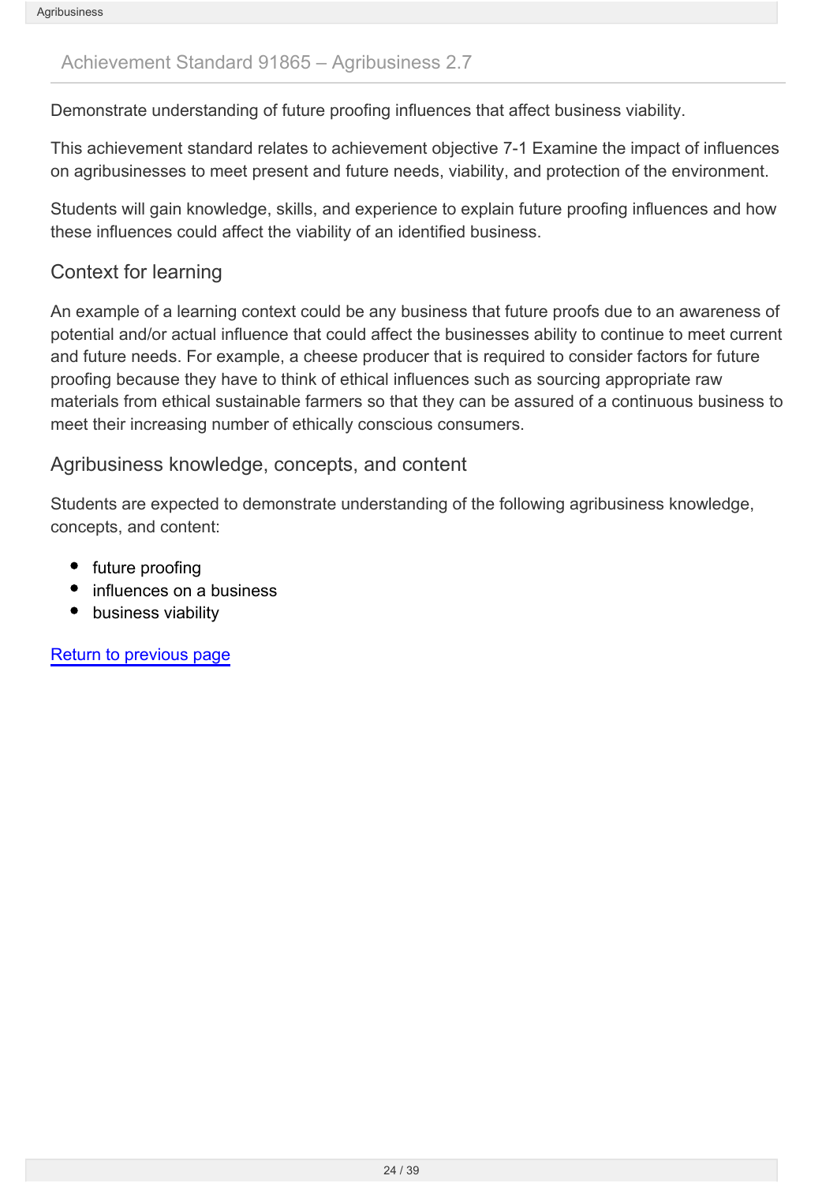## Achievement Standard 91865 – Agribusiness 2.7

Demonstrate understanding of future proofing influences that affect business viability.

This achievement standard relates to achievement objective 7-1 Examine the impact of influences on agribusinesses to meet present and future needs, viability, and protection of the environment.

Students will gain knowledge, skills, and experience to explain future proofing influences and how these influences could affect the viability of an identified business.

### Context for learning

An example of a learning context could be any business that future proofs due to an awareness of potential and/or actual influence that could affect the businesses ability to continue to meet current and future needs. For example, a cheese producer that is required to consider factors for future proofing because they have to think of ethical influences such as sourcing appropriate raw materials from ethical sustainable farmers so that they can be assured of a continuous business to meet their increasing number of ethically conscious consumers.

### Agribusiness knowledge, concepts, and content

Students are expected to demonstrate understanding of the following agribusiness knowledge, concepts, and content:

- future proofing
- influences on a business
- business viability

Return to previous page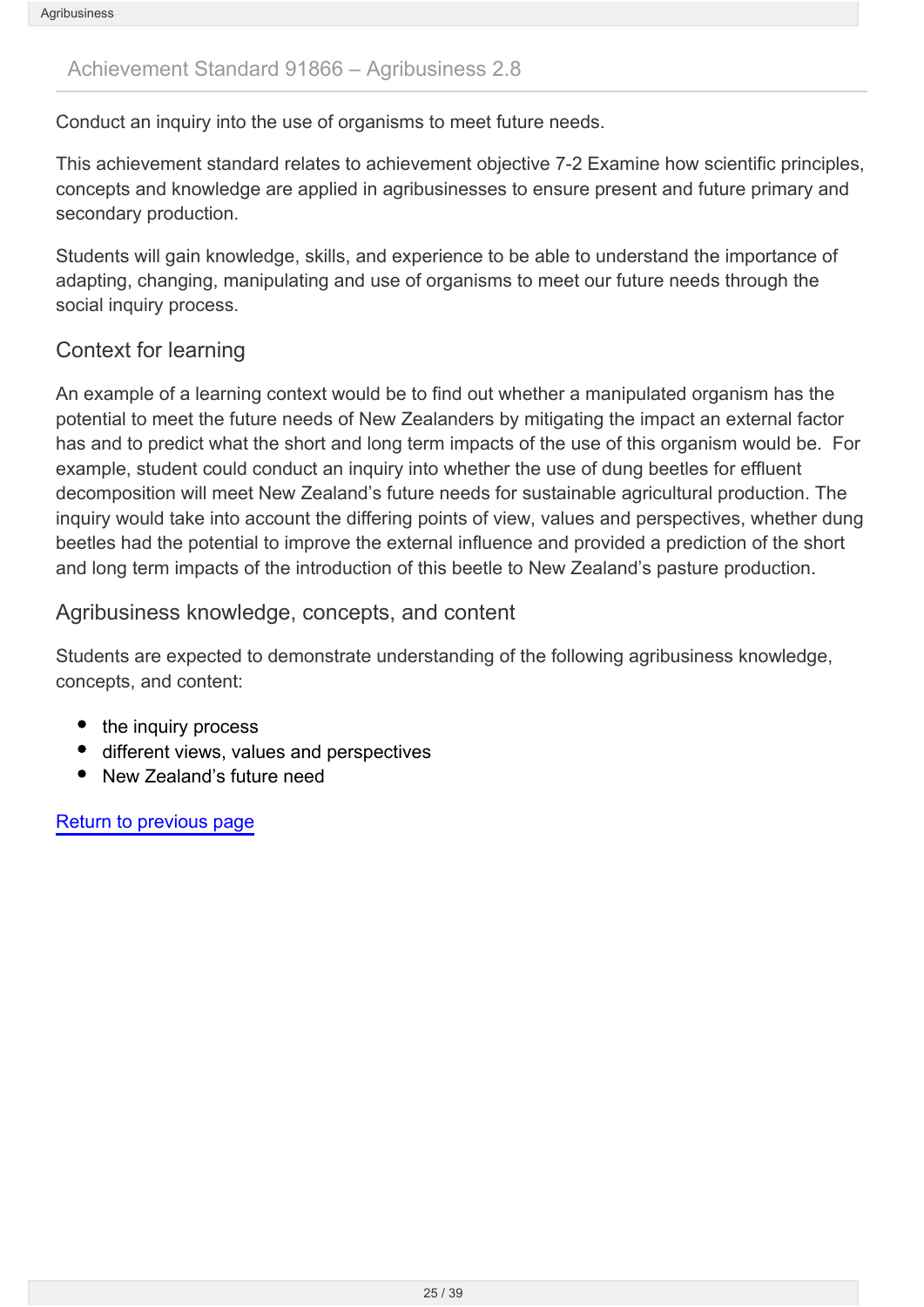## Achievement Standard 91866 – Agribusiness 2.8

Conduct an inquiry into the use of organisms to meet future needs.

This achievement standard relates to achievement objective 7-2 Examine how scientific principles, concepts and knowledge are applied in agribusinesses to ensure present and future primary and secondary production.

Students will gain knowledge, skills, and experience to be able to understand the importance of adapting, changing, manipulating and use of organisms to meet our future needs through the social inquiry process.

### Context for learning

An example of a learning context would be to find out whether a manipulated organism has the potential to meet the future needs of New Zealanders by mitigating the impact an external factor has and to predict what the short and long term impacts of the use of this organism would be.  For example, student could conduct an inquiry into whether the use of dung beetles for effluent decomposition will meet New Zealand's future needs for sustainable agricultural production. The inquiry would take into account the differing points of view, values and perspectives, whether dung beetles had the potential to improve the external influence and provided a prediction of the short and long term impacts of the introduction of this beetle to New Zealand's pasture production.

### Agribusiness knowledge, concepts, and content

Students are expected to demonstrate understanding of the following agribusiness knowledge, concepts, and content:

- the inquiry process
- different views, values and perspectives
- New Zealand's future need

Return to previous page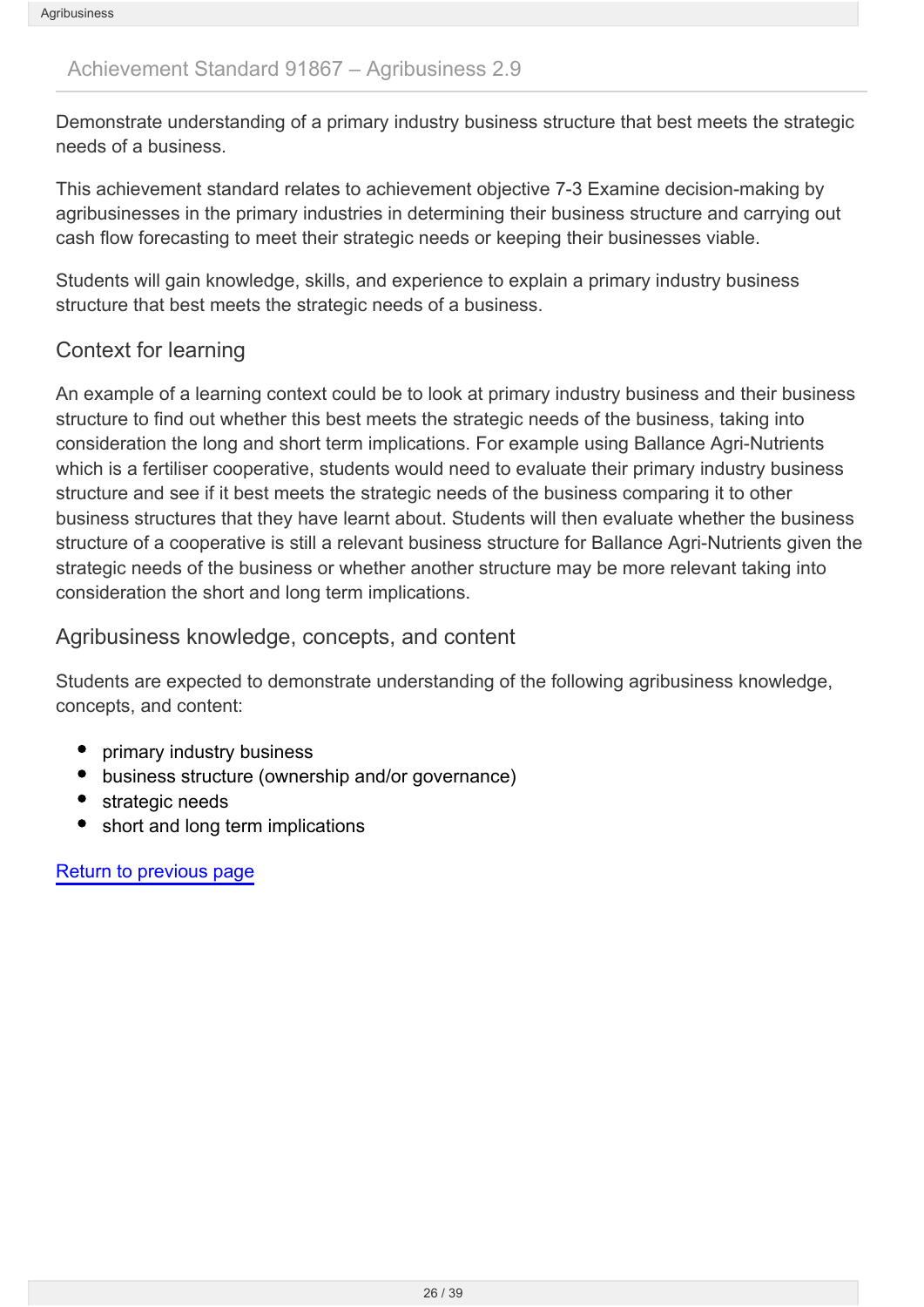## Achievement Standard 91867 – Agribusiness 2.9

Demonstrate understanding of a primary industry business structure that best meets the strategic needs of a business.

This achievement standard relates to achievement objective 7-3 Examine decision-making by agribusinesses in the primary industries in determining their business structure and carrying out cash flow forecasting to meet their strategic needs or keeping their businesses viable.

Students will gain knowledge, skills, and experience to explain a primary industry business structure that best meets the strategic needs of a business.

### Context for learning

An example of a learning context could be to look at primary industry business and their business structure to find out whether this best meets the strategic needs of the business, taking into consideration the long and short term implications. For example using Ballance Agri-Nutrients which is a fertiliser cooperative, students would need to evaluate their primary industry business structure and see if it best meets the strategic needs of the business comparing it to other business structures that they have learnt about. Students will then evaluate whether the business structure of a cooperative is still a relevant business structure for Ballance Agri-Nutrients given the strategic needs of the business or whether another structure may be more relevant taking into consideration the short and long term implications.

### Agribusiness knowledge, concepts, and content

Students are expected to demonstrate understanding of the following agribusiness knowledge, concepts, and content:

- primary industry business
- business structure (ownership and/or governance)
- strategic needs
- short and long term implications

Return to previous page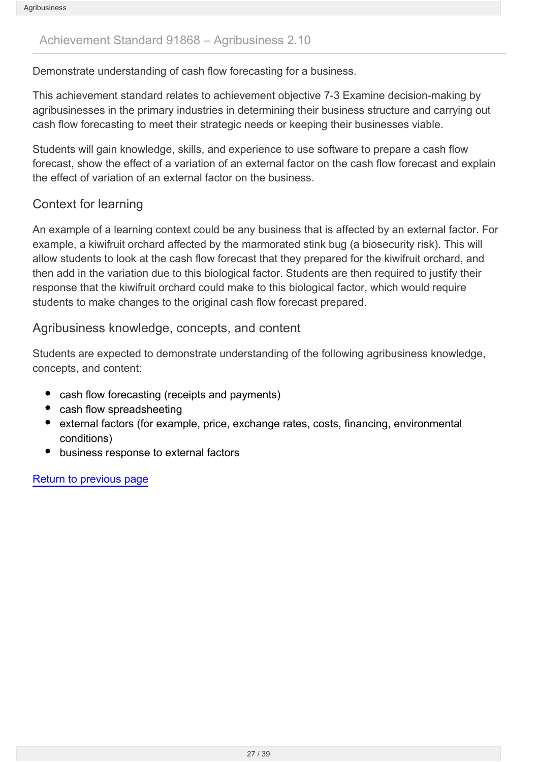## Achievement Standard 91868 – Agribusiness 2.10

Demonstrate understanding of cash flow forecasting for a business.

This achievement standard relates to achievement objective 7-3 Examine decision-making by agribusinesses in the primary industries in determining their business structure and carrying out cash flow forecasting to meet their strategic needs or keeping their businesses viable.

Students will gain knowledge, skills, and experience to use software to prepare a cash flow forecast, show the effect of a variation of an external factor on the cash flow forecast and explain the effect of variation of an external factor on the business.

### Context for learning

An example of a learning context could be any business that is affected by an external factor. For example, a kiwifruit orchard affected by the marmorated stink bug (a biosecurity risk). This will allow students to look at the cash flow forecast that they prepared for the kiwifruit orchard, and then add in the variation due to this biological factor. Students are then required to justify their response that the kiwifruit orchard could make to this biological factor, which would require students to make changes to the original cash flow forecast prepared.

### Agribusiness knowledge, concepts, and content

Students are expected to demonstrate understanding of the following agribusiness knowledge, concepts, and content:

- cash flow forecasting (receipts and payments)
- cash flow spreadsheeting
- external factors (for example, price, exchange rates, costs, financing, environmental conditions)
- business response to external factors

Return to previous page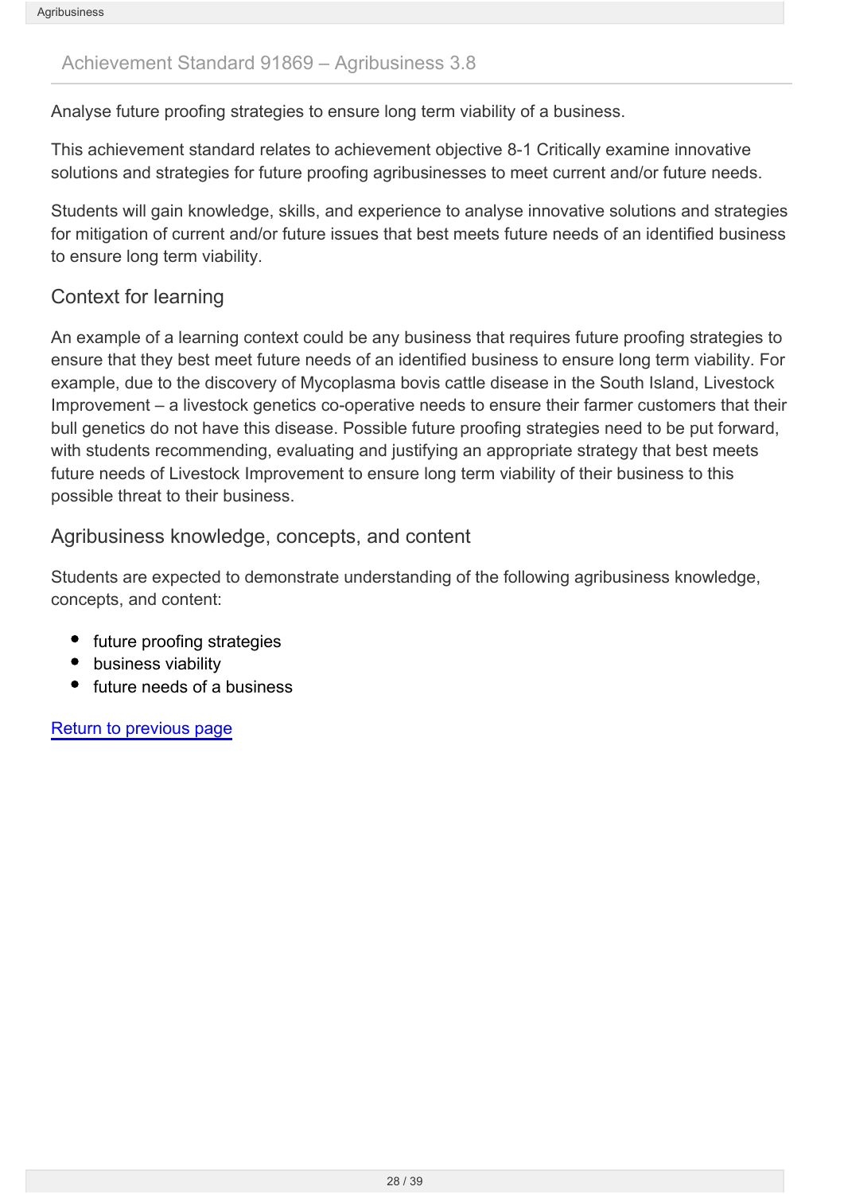## Achievement Standard 91869 – Agribusiness 3.8

Analyse future proofing strategies to ensure long term viability of a business.

This achievement standard relates to achievement objective 8-1 Critically examine innovative solutions and strategies for future proofing agribusinesses to meet current and/or future needs.

Students will gain knowledge, skills, and experience to analyse innovative solutions and strategies for mitigation of current and/or future issues that best meets future needs of an identified business to ensure long term viability.

### Context for learning

An example of a learning context could be any business that requires future proofing strategies to ensure that they best meet future needs of an identified business to ensure long term viability. For example, due to the discovery of Mycoplasma bovis cattle disease in the South Island, Livestock Improvement – a livestock genetics co-operative needs to ensure their farmer customers that their bull genetics do not have this disease. Possible future proofing strategies need to be put forward, with students recommending, evaluating and justifying an appropriate strategy that best meets future needs of Livestock Improvement to ensure long term viability of their business to this possible threat to their business.

### Agribusiness knowledge, concepts, and content

Students are expected to demonstrate understanding of the following agribusiness knowledge, concepts, and content:

- future proofing strategies
- business viability
- future needs of a business

Return to previous page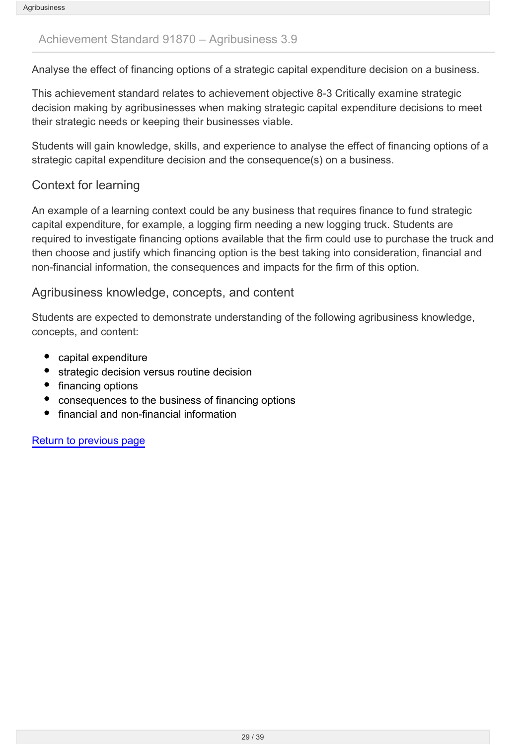## Achievement Standard 91870 – Agribusiness 3.9

Analyse the effect of financing options of a strategic capital expenditure decision on a business.

This achievement standard relates to achievement objective 8-3 Critically examine strategic decision making by agribusinesses when making strategic capital expenditure decisions to meet their strategic needs or keeping their businesses viable.

Students will gain knowledge, skills, and experience to analyse the effect of financing options of a strategic capital expenditure decision and the consequence(s) on a business.

### Context for learning

An example of a learning context could be any business that requires finance to fund strategic capital expenditure, for example, a logging firm needing a new logging truck. Students are required to investigate financing options available that the firm could use to purchase the truck and then choose and justify which financing option is the best taking into consideration, financial and non-financial information, the consequences and impacts for the firm of this option.

### Agribusiness knowledge, concepts, and content

Students are expected to demonstrate understanding of the following agribusiness knowledge, concepts, and content:

- capital expenditure
- strategic decision versus routine decision
- financing options
- consequences to the business of financing options
- financial and non-financial information

Return to previous page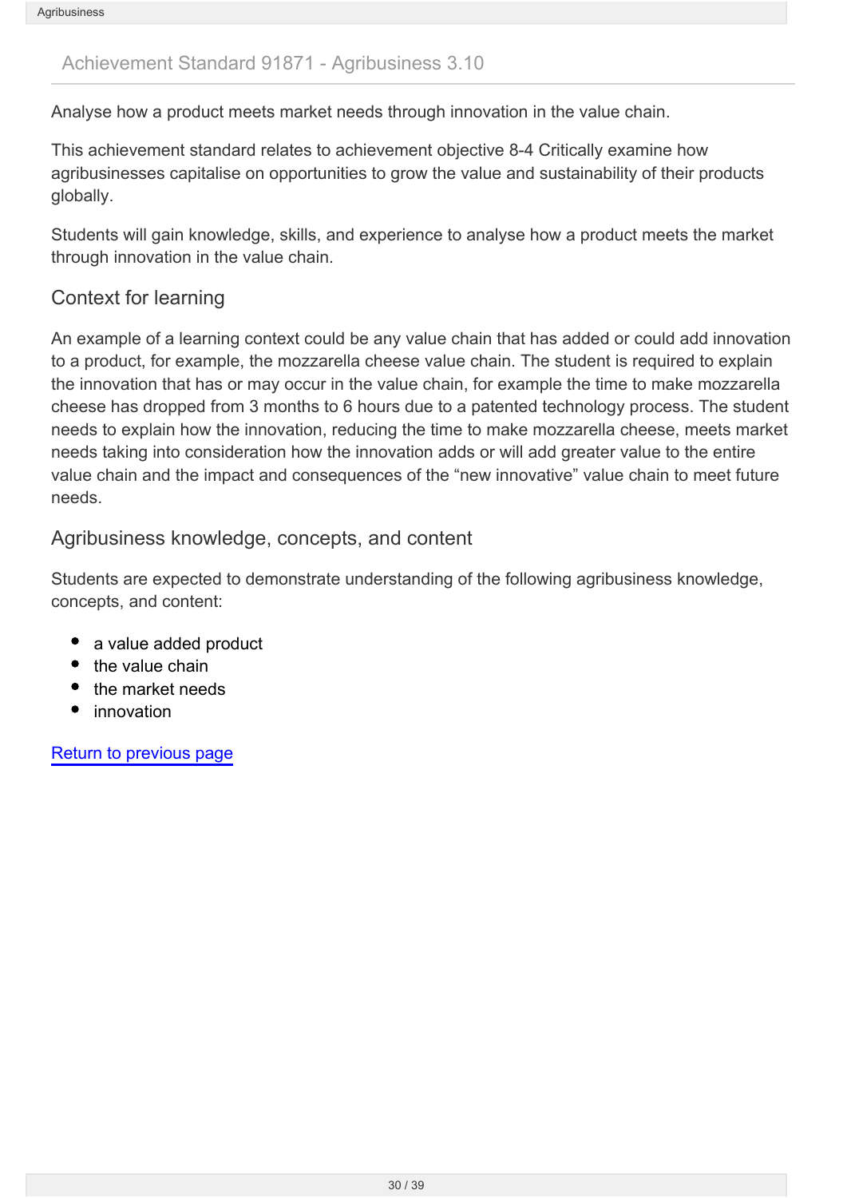## Achievement Standard 91871 - Agribusiness 3.10

Analyse how a product meets market needs through innovation in the value chain.

This achievement standard relates to achievement objective 8-4 Critically examine how agribusinesses capitalise on opportunities to grow the value and sustainability of their products globally.

Students will gain knowledge, skills, and experience to analyse how a product meets the market through innovation in the value chain.

### Context for learning

An example of a learning context could be any value chain that has added or could add innovation to a product, for example, the mozzarella cheese value chain. The student is required to explain the innovation that has or may occur in the value chain, for example the time to make mozzarella cheese has dropped from 3 months to 6 hours due to a patented technology process. The student needs to explain how the innovation, reducing the time to make mozzarella cheese, meets market needs taking into consideration how the innovation adds or will add greater value to the entire value chain and the impact and consequences of the "new innovative" value chain to meet future needs.

### Agribusiness knowledge, concepts, and content

Students are expected to demonstrate understanding of the following agribusiness knowledge, concepts, and content:

- a value added product
- the value chain
- the market needs
- innovation

Return to previous page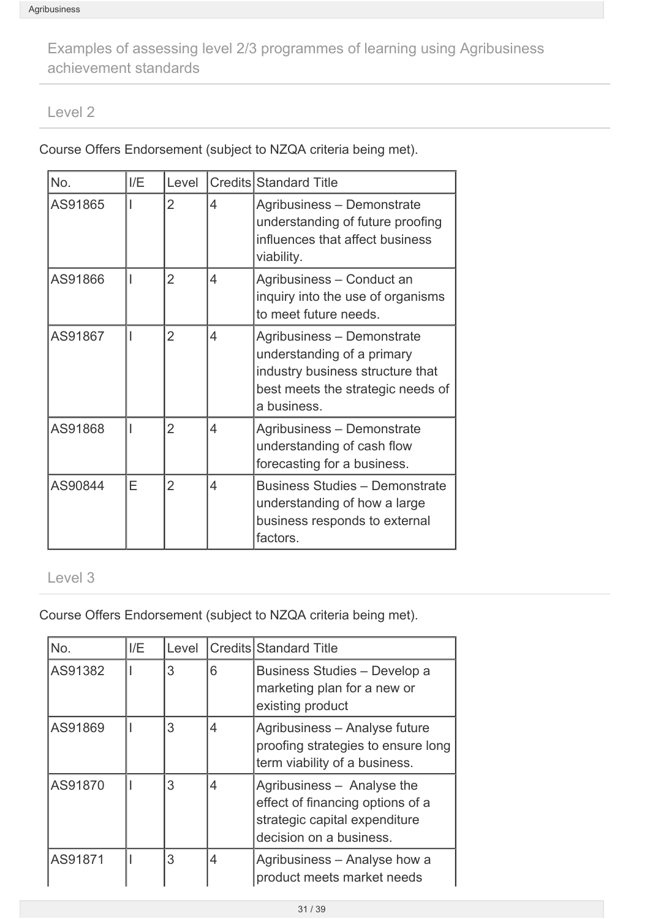## Examples of assessing level 2/3 programmes of learning using Agribusiness achievement standards

### Level 2

Course Offers Endorsement (subject to NZQA criteria being met).

| No. | I/E | Level | Credits | Standard Title |
|---|---|---|---|---|
| AS91865 | I | 2 | 4 | Agribusiness – Demonstrate understanding of future proofing influences that affect business viability. |
| AS91866 | I | 2 | 4 | Agribusiness – Conduct an inquiry into the use of organisms to meet future needs. |
| AS91867 | I | 2 | 4 | Agribusiness – Demonstrate understanding of a primary industry business structure that best meets the strategic needs of a business. |
| AS91868 | I | 2 | 4 | Agribusiness – Demonstrate understanding of cash flow forecasting for a business. |
| AS90844 | E | 2 | 4 | Business Studies – Demonstrate understanding of how a large business responds to external factors. |

### Level 3

Course Offers Endorsement (subject to NZQA criteria being met).

| No. | I/E | Level | Credits | Standard Title |
|---|---|---|---|---|
| AS91382 | I | 3 | 6 | Business Studies – Develop a marketing plan for a new or existing product |
| AS91869 | I | 3 | 4 | Agribusiness – Analyse future proofing strategies to ensure long term viability of a business. |
| AS91870 | I | 3 | 4 | Agribusiness – Analyse the effect of financing options of a strategic capital expenditure decision on a business. |
| AS91871 | I | 3 | 4 | Agribusiness – Analyse how a product meets market needs |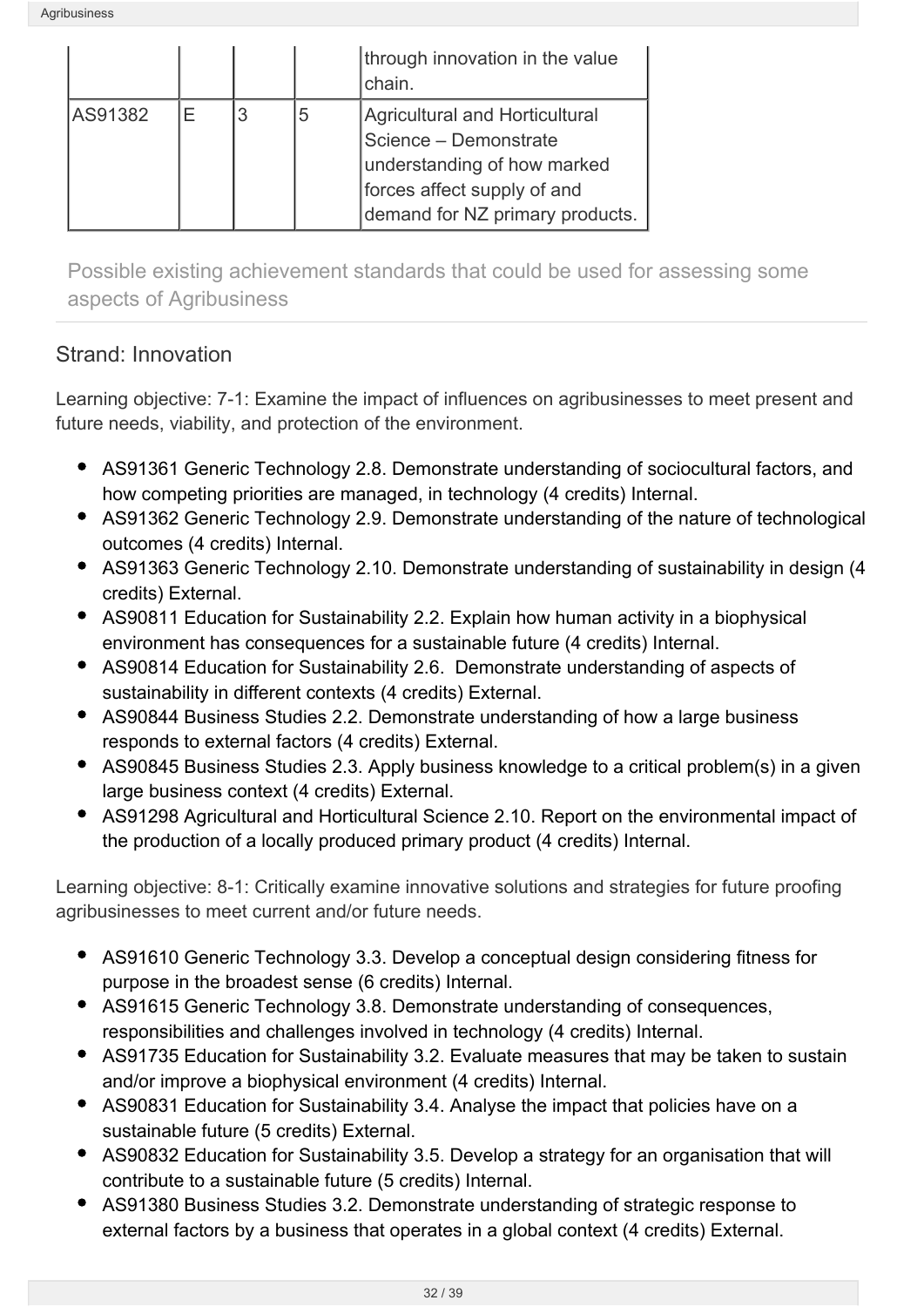| | | | | through innovation in the value chain. |
|---|---|---|---|---|
| AS91382 | E | 3 | 5 | Agricultural and Horticultural Science – Demonstrate understanding of how marked forces affect supply of and demand for NZ primary products. |

## Possible existing achievement standards that could be used for assessing some aspects of Agribusiness

### Strand: Innovation

Learning objective: 7-1: Examine the impact of influences on agribusinesses to meet present and future needs, viability, and protection of the environment.

- AS91361 Generic Technology 2.8. Demonstrate understanding of sociocultural factors, and how competing priorities are managed, in technology (4 credits) Internal.
- AS91362 Generic Technology 2.9. Demonstrate understanding of the nature of technological outcomes (4 credits) Internal.
- AS91363 Generic Technology 2.10. Demonstrate understanding of sustainability in design (4 credits) External.
- AS90811 Education for Sustainability 2.2. Explain how human activity in a biophysical environment has consequences for a sustainable future (4 credits) Internal.
- AS90814 Education for Sustainability 2.6. Demonstrate understanding of aspects of sustainability in different contexts (4 credits) External.
- AS90844 Business Studies 2.2. Demonstrate understanding of how a large business responds to external factors (4 credits) External.
- AS90845 Business Studies 2.3. Apply business knowledge to a critical problem(s) in a given large business context (4 credits) External.
- AS91298 Agricultural and Horticultural Science 2.10. Report on the environmental impact of the production of a locally produced primary product (4 credits) Internal.

Learning objective: 8-1: Critically examine innovative solutions and strategies for future proofing agribusinesses to meet current and/or future needs.

- AS91610 Generic Technology 3.3. Develop a conceptual design considering fitness for purpose in the broadest sense (6 credits) Internal.
- AS91615 Generic Technology 3.8. Demonstrate understanding of consequences, responsibilities and challenges involved in technology (4 credits) Internal.
- AS91735 Education for Sustainability 3.2. Evaluate measures that may be taken to sustain and/or improve a biophysical environment (4 credits) Internal.
- AS90831 Education for Sustainability 3.4. Analyse the impact that policies have on a sustainable future (5 credits) External.
- AS90832 Education for Sustainability 3.5. Develop a strategy for an organisation that will contribute to a sustainable future (5 credits) Internal.
- AS91380 Business Studies 3.2. Demonstrate understanding of strategic response to external factors by a business that operates in a global context (4 credits) External.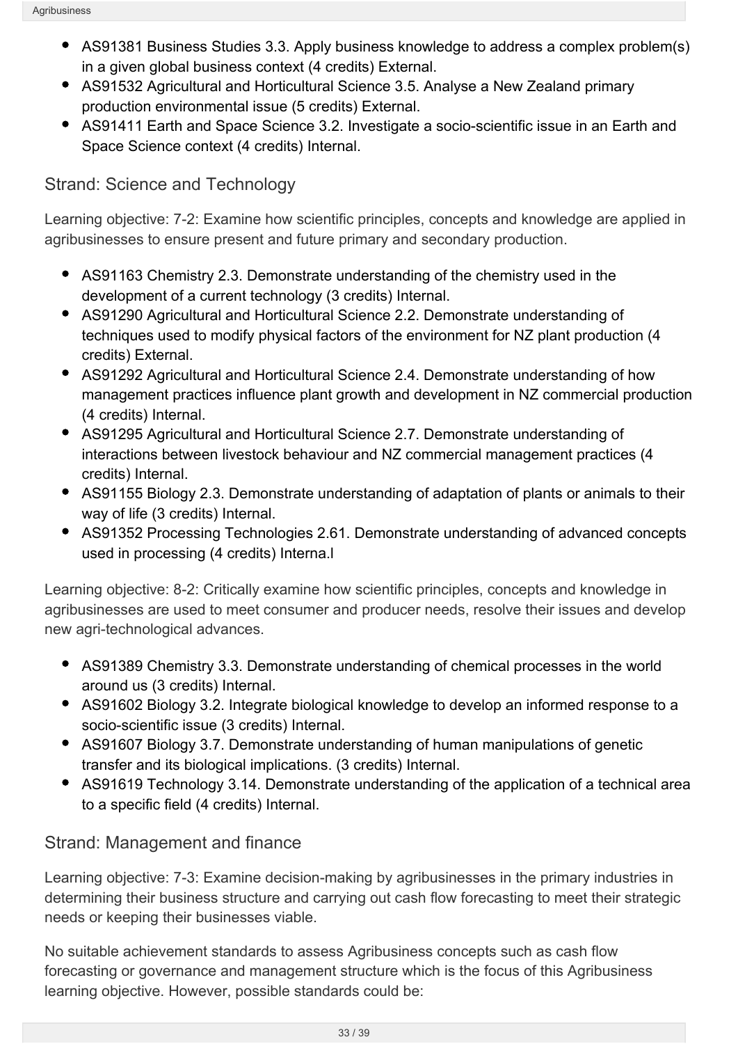- AS91381 Business Studies 3.3. Apply business knowledge to address a complex problem(s) in a given global business context (4 credits) External.
- AS91532 Agricultural and Horticultural Science 3.5. Analyse a New Zealand primary production environmental issue (5 credits) External.
- AS91411 Earth and Space Science 3.2. Investigate a socio-scientific issue in an Earth and Space Science context (4 credits) Internal.

## Strand: Science and Technology

Learning objective: 7-2: Examine how scientific principles, concepts and knowledge are applied in agribusinesses to ensure present and future primary and secondary production.

- AS91163 Chemistry 2.3. Demonstrate understanding of the chemistry used in the development of a current technology (3 credits) Internal.
- AS91290 Agricultural and Horticultural Science 2.2. Demonstrate understanding of techniques used to modify physical factors of the environment for NZ plant production (4 credits) External.
- AS91292 Agricultural and Horticultural Science 2.4. Demonstrate understanding of how management practices influence plant growth and development in NZ commercial production (4 credits) Internal.
- AS91295 Agricultural and Horticultural Science 2.7. Demonstrate understanding of interactions between livestock behaviour and NZ commercial management practices (4 credits) Internal.
- AS91155 Biology 2.3. Demonstrate understanding of adaptation of plants or animals to their way of life (3 credits) Internal.
- AS91352 Processing Technologies 2.61. Demonstrate understanding of advanced concepts used in processing (4 credits) Interna.l

Learning objective: 8-2: Critically examine how scientific principles, concepts and knowledge in agribusinesses are used to meet consumer and producer needs, resolve their issues and develop new agri-technological advances.

- AS91389 Chemistry 3.3. Demonstrate understanding of chemical processes in the world around us (3 credits) Internal.
- AS91602 Biology 3.2. Integrate biological knowledge to develop an informed response to a socio-scientific issue (3 credits) Internal.
- AS91607 Biology 3.7. Demonstrate understanding of human manipulations of genetic transfer and its biological implications. (3 credits) Internal.
- AS91619 Technology 3.14. Demonstrate understanding of the application of a technical area to a specific field (4 credits) Internal.

## Strand: Management and finance

Learning objective: 7-3: Examine decision-making by agribusinesses in the primary industries in determining their business structure and carrying out cash flow forecasting to meet their strategic needs or keeping their businesses viable.

No suitable achievement standards to assess Agribusiness concepts such as cash flow forecasting or governance and management structure which is the focus of this Agribusiness learning objective. However, possible standards could be: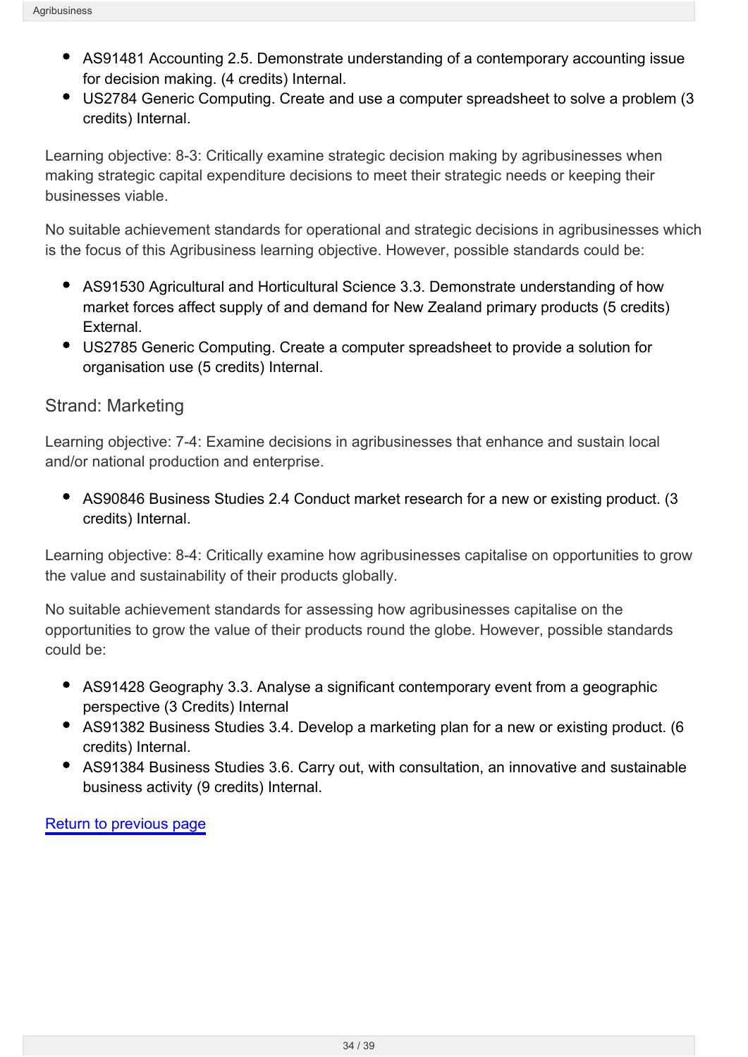- AS91481 Accounting 2.5. Demonstrate understanding of a contemporary accounting issue for decision making. (4 credits) Internal.
- US2784 Generic Computing. Create and use a computer spreadsheet to solve a problem (3 credits) Internal.

Learning objective: 8-3: Critically examine strategic decision making by agribusinesses when making strategic capital expenditure decisions to meet their strategic needs or keeping their businesses viable.

No suitable achievement standards for operational and strategic decisions in agribusinesses which is the focus of this Agribusiness learning objective. However, possible standards could be:

- AS91530 Agricultural and Horticultural Science 3.3. Demonstrate understanding of how market forces affect supply of and demand for New Zealand primary products (5 credits) External.
- US2785 Generic Computing. Create a computer spreadsheet to provide a solution for organisation use (5 credits) Internal.

## Strand: Marketing

Learning objective: 7-4: Examine decisions in agribusinesses that enhance and sustain local and/or national production and enterprise.

- AS90846 Business Studies 2.4 Conduct market research for a new or existing product. (3 credits) Internal.

Learning objective: 8-4: Critically examine how agribusinesses capitalise on opportunities to grow the value and sustainability of their products globally.

No suitable achievement standards for assessing how agribusinesses capitalise on the opportunities to grow the value of their products round the globe. However, possible standards could be:

- AS91428 Geography 3.3. Analyse a significant contemporary event from a geographic perspective (3 Credits) Internal
- AS91382 Business Studies 3.4. Develop a marketing plan for a new or existing product. (6 credits) Internal.
- AS91384 Business Studies 3.6. Carry out, with consultation, an innovative and sustainable business activity (9 credits) Internal.

Return to previous page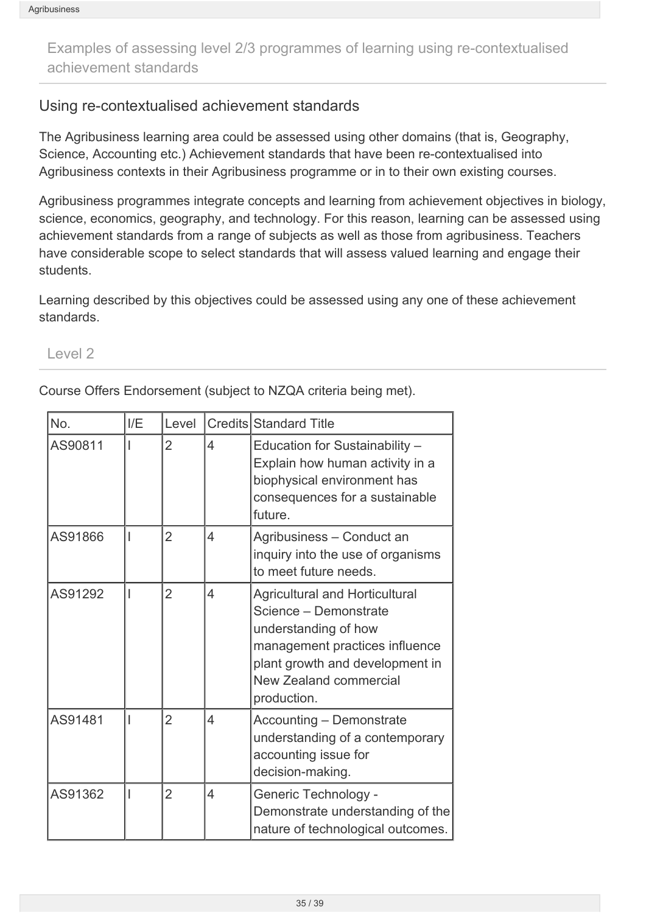## Examples of assessing level 2/3 programmes of learning using re-contextualised achievement standards

### Using re-contextualised achievement standards

The Agribusiness learning area could be assessed using other domains (that is, Geography, Science, Accounting etc.) Achievement standards that have been re-contextualised into Agribusiness contexts in their Agribusiness programme or in to their own existing courses.

Agribusiness programmes integrate concepts and learning from achievement objectives in biology, science, economics, geography, and technology. For this reason, learning can be assessed using achievement standards from a range of subjects as well as those from agribusiness. Teachers have considerable scope to select standards that will assess valued learning and engage their students.

Learning described by this objectives could be assessed using any one of these achievement standards.

### Level 2

Course Offers Endorsement (subject to NZQA criteria being met).

| No. | I/E | Level | Credits | Standard Title |
|---|---|---|---|---|
| AS90811 | I | 2 | 4 | Education for Sustainability – Explain how human activity in a biophysical environment has consequences for a sustainable future. |
| AS91866 | I | 2 | 4 | Agribusiness – Conduct an inquiry into the use of organisms to meet future needs. |
| AS91292 | I | 2 | 4 | Agricultural and Horticultural Science – Demonstrate understanding of how management practices influence plant growth and development in New Zealand commercial production. |
| AS91481 | I | 2 | 4 | Accounting – Demonstrate understanding of a contemporary accounting issue for decision-making. |
| AS91362 | I | 2 | 4 | Generic Technology - Demonstrate understanding of the nature of technological outcomes. |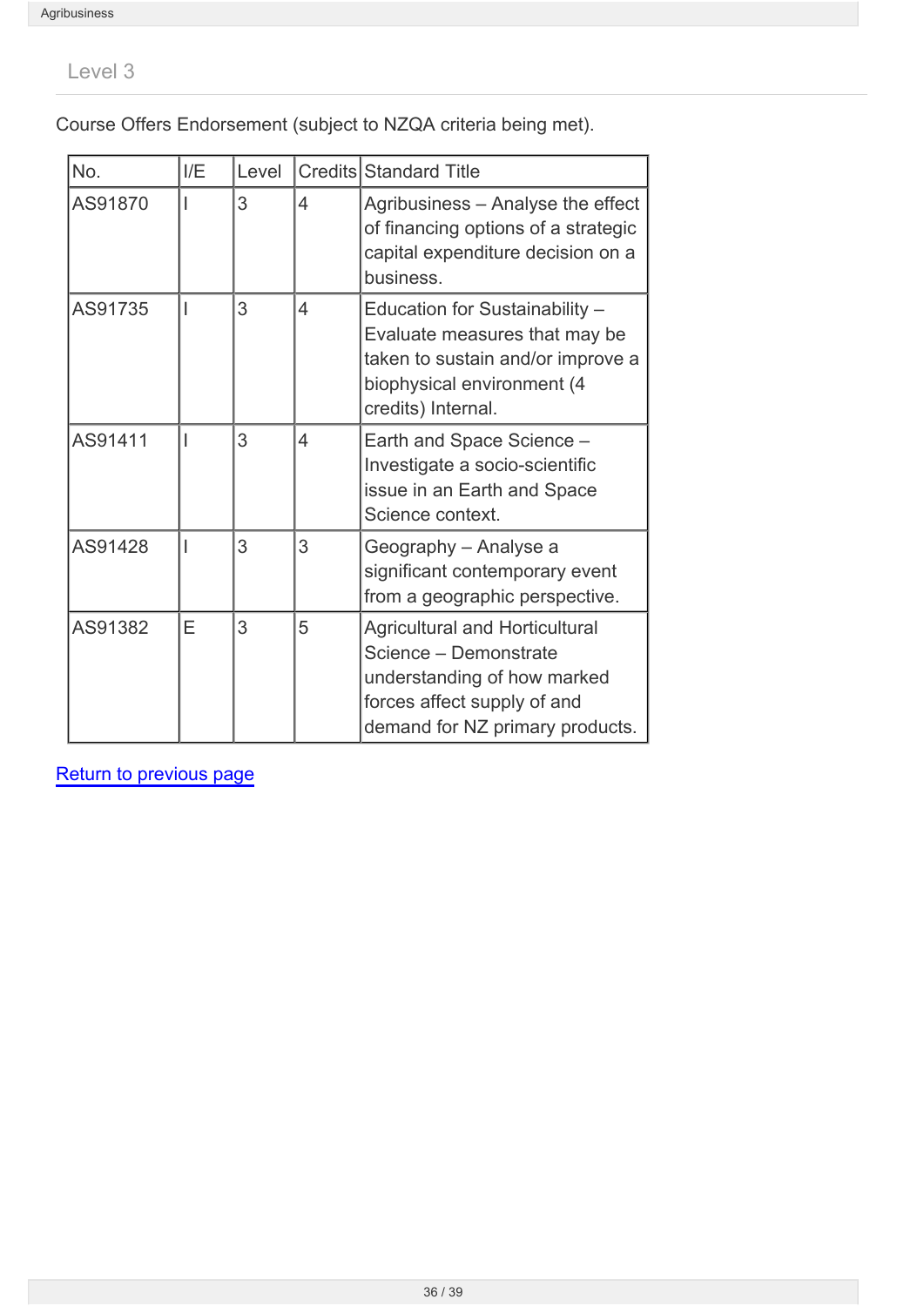## Level 3

Course Offers Endorsement (subject to NZQA criteria being met).

| No. | I/E | Level | Credits | Standard Title |
|---|---|---|---|---|
| AS91870 | I | 3 | 4 | Agribusiness – Analyse the effect of financing options of a strategic capital expenditure decision on a business. |
| AS91735 | I | 3 | 4 | Education for Sustainability – Evaluate measures that may be taken to sustain and/or improve a biophysical environment (4 credits) Internal. |
| AS91411 | I | 3 | 4 | Earth and Space Science – Investigate a socio-scientific issue in an Earth and Space Science context. |
| AS91428 | I | 3 | 3 | Geography – Analyse a significant contemporary event from a geographic perspective. |
| AS91382 | E | 3 | 5 | Agricultural and Horticultural Science – Demonstrate understanding of how marked forces affect supply of and demand for NZ primary products. |

Return to previous page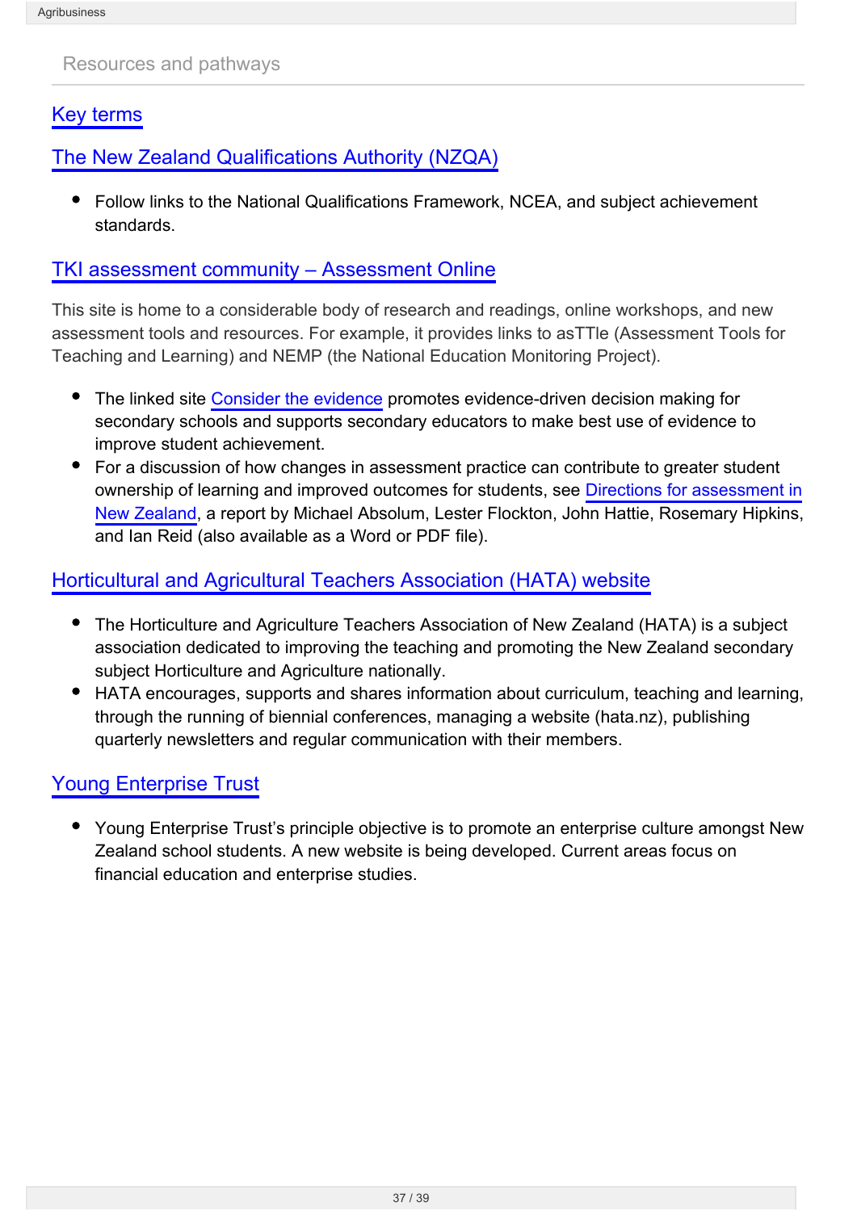Resources and pathways

## Key terms

## The New Zealand Qualifications Authority (NZQA)

- Follow links to the National Qualifications Framework, NCEA, and subject achievement standards.

## TKI assessment community – Assessment Online

This site is home to a considerable body of research and readings, online workshops, and new assessment tools and resources. For example, it provides links to asTTle (Assessment Tools for Teaching and Learning) and NEMP (the National Education Monitoring Project).

- The linked site Consider the evidence promotes evidence-driven decision making for secondary schools and supports secondary educators to make best use of evidence to improve student achievement.
- For a discussion of how changes in assessment practice can contribute to greater student ownership of learning and improved outcomes for students, see Directions for assessment in New Zealand, a report by Michael Absolum, Lester Flockton, John Hattie, Rosemary Hipkins, and Ian Reid (also available as a Word or PDF file).

## Horticultural and Agricultural Teachers Association (HATA) website

- The Horticulture and Agriculture Teachers Association of New Zealand (HATA) is a subject association dedicated to improving the teaching and promoting the New Zealand secondary subject Horticulture and Agriculture nationally.
- HATA encourages, supports and shares information about curriculum, teaching and learning, through the running of biennial conferences, managing a website (hata.nz), publishing quarterly newsletters and regular communication with their members.

## Young Enterprise Trust

- Young Enterprise Trust's principle objective is to promote an enterprise culture amongst New Zealand school students. A new website is being developed. Current areas focus on financial education and enterprise studies.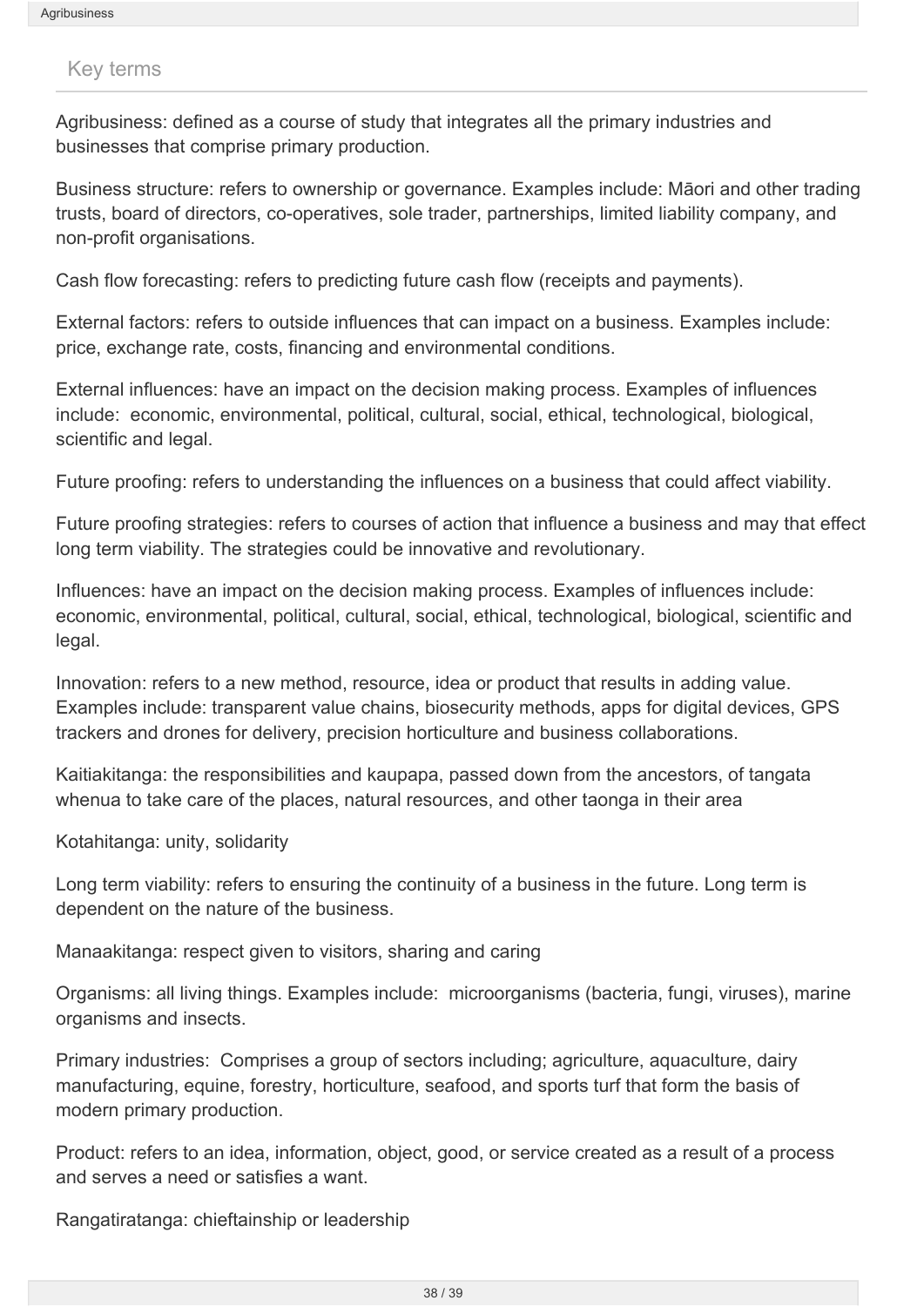## Key terms

Agribusiness: defined as a course of study that integrates all the primary industries and businesses that comprise primary production.

Business structure: refers to ownership or governance. Examples include: Māori and other trading trusts, board of directors, co-operatives, sole trader, partnerships, limited liability company, and non-profit organisations.

Cash flow forecasting: refers to predicting future cash flow (receipts and payments).

External factors: refers to outside influences that can impact on a business. Examples include: price, exchange rate, costs, financing and environmental conditions.

External influences: have an impact on the decision making process. Examples of influences include: economic, environmental, political, cultural, social, ethical, technological, biological, scientific and legal.

Future proofing: refers to understanding the influences on a business that could affect viability.

Future proofing strategies: refers to courses of action that influence a business and may that effect long term viability. The strategies could be innovative and revolutionary.

Influences: have an impact on the decision making process. Examples of influences include: economic, environmental, political, cultural, social, ethical, technological, biological, scientific and legal.

Innovation: refers to a new method, resource, idea or product that results in adding value. Examples include: transparent value chains, biosecurity methods, apps for digital devices, GPS trackers and drones for delivery, precision horticulture and business collaborations.

Kaitiakitanga: the responsibilities and kaupapa, passed down from the ancestors, of tangata whenua to take care of the places, natural resources, and other taonga in their area

Kotahitanga: unity, solidarity

Long term viability: refers to ensuring the continuity of a business in the future. Long term is dependent on the nature of the business.

Manaakitanga: respect given to visitors, sharing and caring

Organisms: all living things. Examples include: microorganisms (bacteria, fungi, viruses), marine organisms and insects.

Primary industries: Comprises a group of sectors including; agriculture, aquaculture, dairy manufacturing, equine, forestry, horticulture, seafood, and sports turf that form the basis of modern primary production.

Product: refers to an idea, information, object, good, or service created as a result of a process and serves a need or satisfies a want.

Rangatiratanga: chieftainship or leadership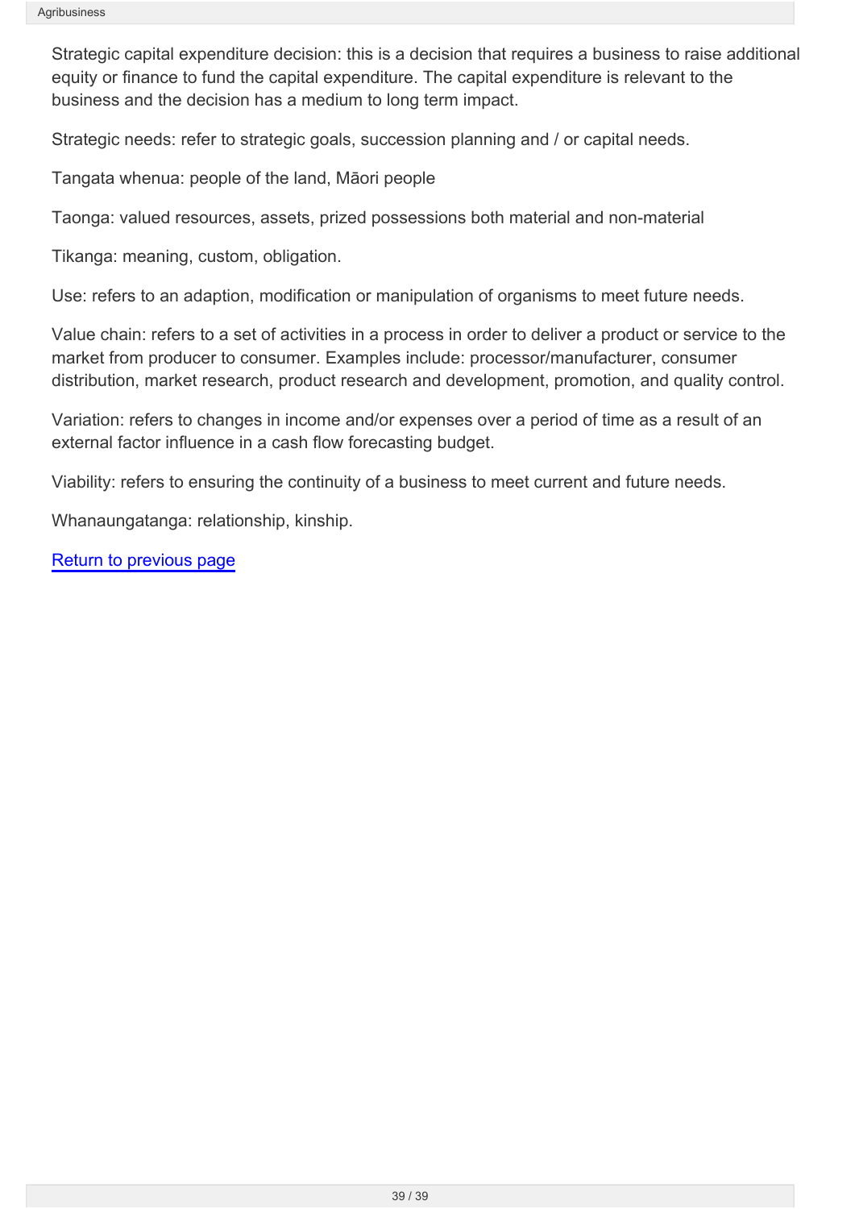Strategic capital expenditure decision: this is a decision that requires a business to raise additional equity or finance to fund the capital expenditure. The capital expenditure is relevant to the business and the decision has a medium to long term impact.

Strategic needs: refer to strategic goals, succession planning and / or capital needs.

Tangata whenua: people of the land, Māori people

Taonga: valued resources, assets, prized possessions both material and non-material

Tikanga: meaning, custom, obligation.

Use: refers to an adaption, modification or manipulation of organisms to meet future needs.

Value chain: refers to a set of activities in a process in order to deliver a product or service to the market from producer to consumer. Examples include: processor/manufacturer, consumer distribution, market research, product research and development, promotion, and quality control.

Variation: refers to changes in income and/or expenses over a period of time as a result of an external factor influence in a cash flow forecasting budget.

Viability: refers to ensuring the continuity of a business to meet current and future needs.

Whanaungatanga: relationship, kinship.

Return to previous page